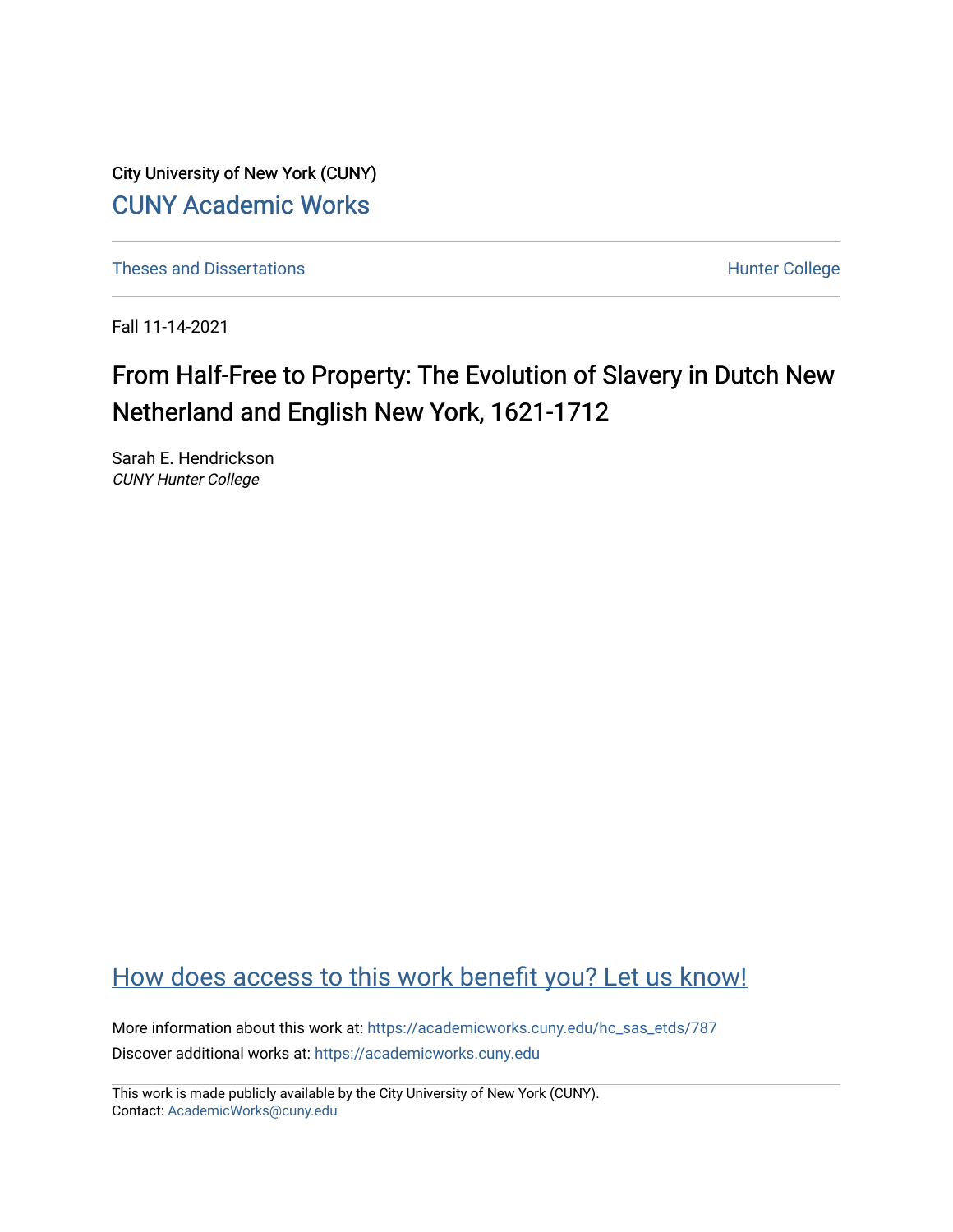City University of New York (CUNY)

CUNY Academic Works

Theses and Dissertations

Hunter College

Fall 11-14-2021

# From Half-Free to Property: The Evolution of Slavery in Dutch New Netherland and English New York, 1621-1712

Sarah E. Hendrickson
*CUNY Hunter College*

How does access to this work benefit you? Let us know!

More information about this work at: https://academicworks.cuny.edu/hc_sas_etds/787

Discover additional works at: https://academicworks.cuny.edu

This work is made publicly available by the City University of New York (CUNY).
Contact: AcademicWorks@cuny.edu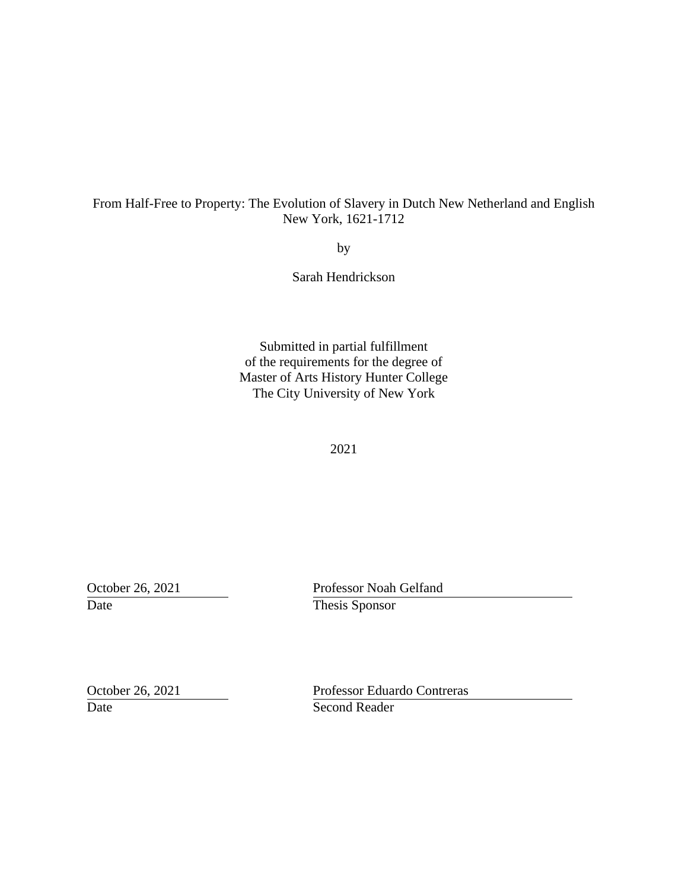From Half-Free to Property: The Evolution of Slavery in Dutch New Netherland and English New York, 1621-1712

by

Sarah Hendrickson

Submitted in partial fulfillment
of the requirements for the degree of
Master of Arts History Hunter College
The City University of New York

2021

| October 26, 2021 | Professor Noah Gelfand |
|---|---|
| Date | Thesis Sponsor |

| October 26, 2021 | Professor Eduardo Contreras |
|---|---|
| Date | Second Reader |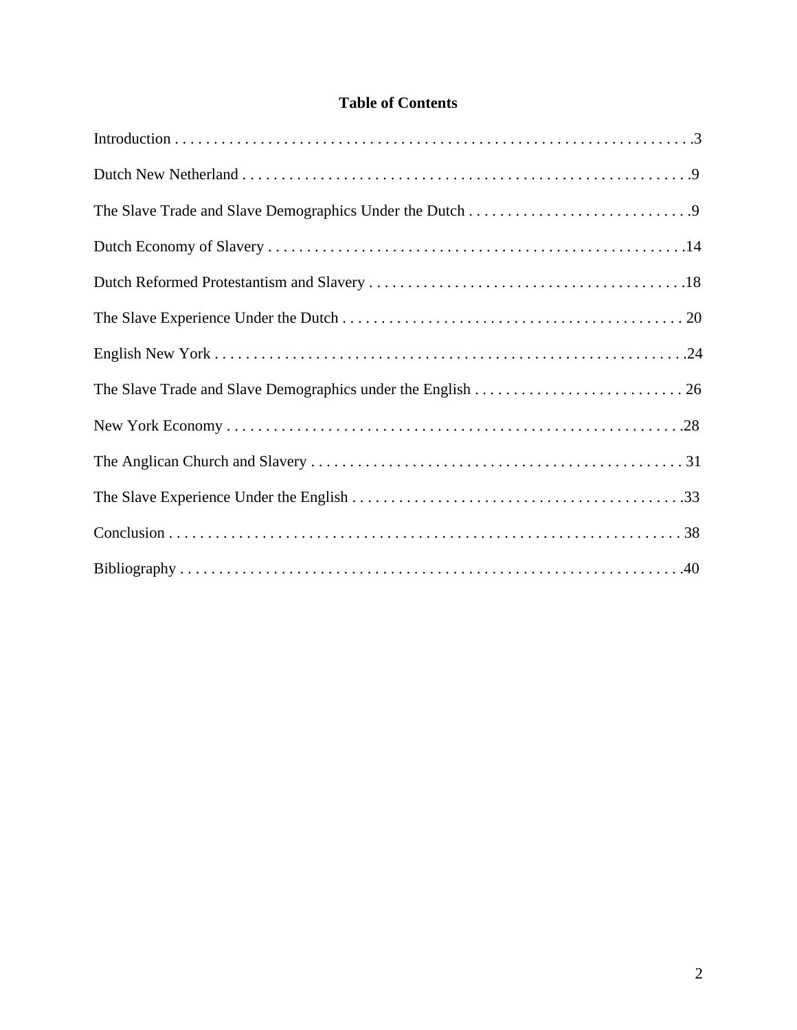# Table of Contents

Introduction . . . . . . . . . . . . . . . . . . . . . . . . . . . . . . . . . . . . . . . . . . . . . . . . . . . . . . . . . . . . . . . . .3

Dutch New Netherland . . . . . . . . . . . . . . . . . . . . . . . . . . . . . . . . . . . . . . . . . . . . . . . . . . . . . . . . . . . .9

The Slave Trade and Slave Demographics Under the Dutch . . . . . . . . . . . . . . . . . . . . . . . . . . . . .9

Dutch Economy of Slavery . . . . . . . . . . . . . . . . . . . . . . . . . . . . . . . . . . . . . . . . . . . . . . . . . . . . . .14

Dutch Reformed Protestantism and Slavery . . . . . . . . . . . . . . . . . . . . . . . . . . . . . . . . . . . . . . . . . .18

The Slave Experience Under the Dutch . . . . . . . . . . . . . . . . . . . . . . . . . . . . . . . . . . . . . . . . . . . . 20

English New York . . . . . . . . . . . . . . . . . . . . . . . . . . . . . . . . . . . . . . . . . . . . . . . . . . . . . . . . . . . . . .24

The Slave Trade and Slave Demographics under the English . . . . . . . . . . . . . . . . . . . . . . . . . . . . 26

New York Economy . . . . . . . . . . . . . . . . . . . . . . . . . . . . . . . . . . . . . . . . . . . . . . . . . . . . . . . . . . . .28

The Anglican Church and Slavery . . . . . . . . . . . . . . . . . . . . . . . . . . . . . . . . . . . . . . . . . . . . . . . . . 31

The Slave Experience Under the English . . . . . . . . . . . . . . . . . . . . . . . . . . . . . . . . . . . . . . . . . . .33

Conclusion . . . . . . . . . . . . . . . . . . . . . . . . . . . . . . . . . . . . . . . . . . . . . . . . . . . . . . . . . . . . . . . . . . . 38

Bibliography . . . . . . . . . . . . . . . . . . . . . . . . . . . . . . . . . . . . . . . . . . . . . . . . . . . . . . . . . . . . . . . . .40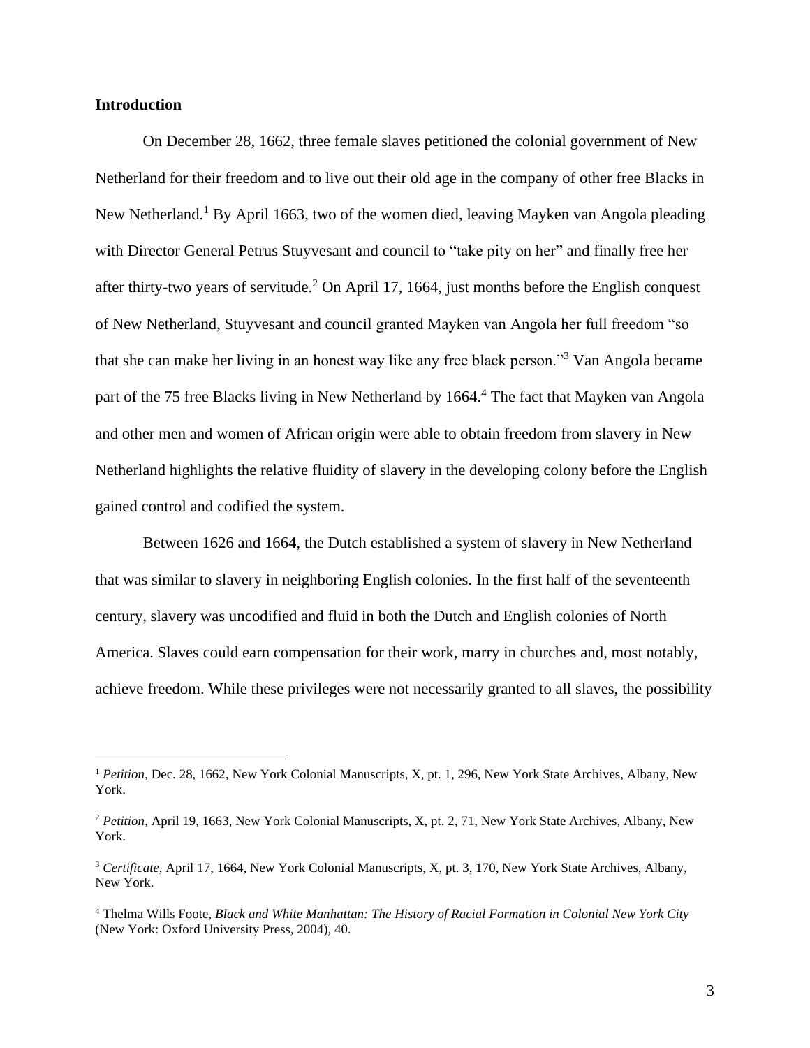## Introduction

On December 28, 1662, three female slaves petitioned the colonial government of New Netherland for their freedom and to live out their old age in the company of other free Blacks in New Netherland.[1] By April 1663, two of the women died, leaving Mayken van Angola pleading with Director General Petrus Stuyvesant and council to "take pity on her" and finally free her after thirty-two years of servitude.[2] On April 17, 1664, just months before the English conquest of New Netherland, Stuyvesant and council granted Mayken van Angola her full freedom "so that she can make her living in an honest way like any free black person."[3] Van Angola became part of the 75 free Blacks living in New Netherland by 1664.[4] The fact that Mayken van Angola and other men and women of African origin were able to obtain freedom from slavery in New Netherland highlights the relative fluidity of slavery in the developing colony before the English gained control and codified the system.

Between 1626 and 1664, the Dutch established a system of slavery in New Netherland that was similar to slavery in neighboring English colonies. In the first half of the seventeenth century, slavery was uncodified and fluid in both the Dutch and English colonies of North America. Slaves could earn compensation for their work, marry in churches and, most notably, achieve freedom. While these privileges were not necessarily granted to all slaves, the possibility

---

[1] *Petition*, Dec. 28, 1662, New York Colonial Manuscripts, X, pt. 1, 296, New York State Archives, Albany, New York.

[2] *Petition*, April 19, 1663, New York Colonial Manuscripts, X, pt. 2, 71, New York State Archives, Albany, New York.

[3] *Certificate*, April 17, 1664, New York Colonial Manuscripts, X, pt. 3, 170, New York State Archives, Albany, New York.

[4] Thelma Wills Foote, *Black and White Manhattan: The History of Racial Formation in Colonial New York City* (New York: Oxford University Press, 2004), 40.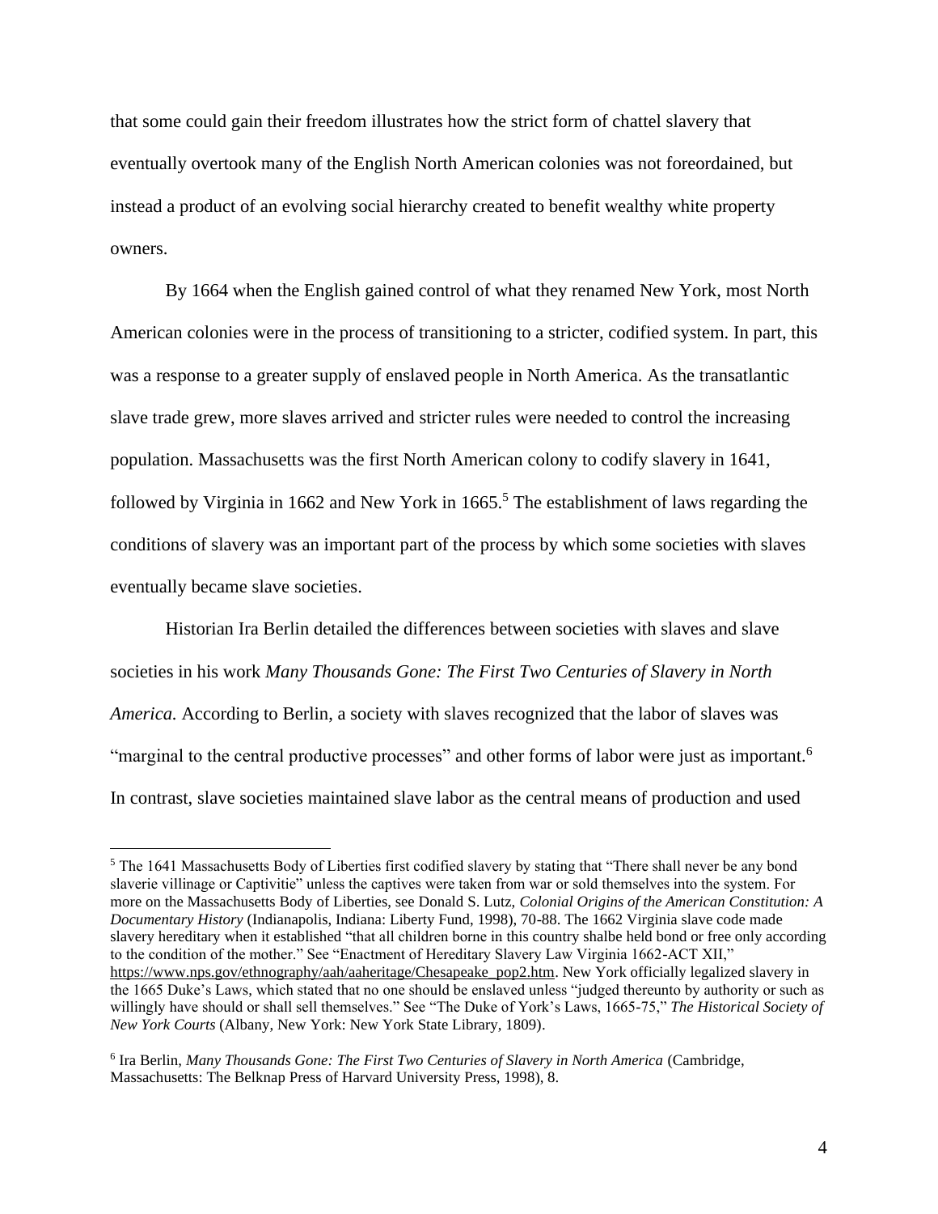that some could gain their freedom illustrates how the strict form of chattel slavery that eventually overtook many of the English North American colonies was not foreordained, but instead a product of an evolving social hierarchy created to benefit wealthy white property owners.

By 1664 when the English gained control of what they renamed New York, most North American colonies were in the process of transitioning to a stricter, codified system. In part, this was a response to a greater supply of enslaved people in North America. As the transatlantic slave trade grew, more slaves arrived and stricter rules were needed to control the increasing population. Massachusetts was the first North American colony to codify slavery in 1641, followed by Virginia in 1662 and New York in 1665.[5] The establishment of laws regarding the conditions of slavery was an important part of the process by which some societies with slaves eventually became slave societies.

Historian Ira Berlin detailed the differences between societies with slaves and slave societies in his work *Many Thousands Gone: The First Two Centuries of Slavery in North America.* According to Berlin, a society with slaves recognized that the labor of slaves was "marginal to the central productive processes" and other forms of labor were just as important.[6] In contrast, slave societies maintained slave labor as the central means of production and used

---

[5] The 1641 Massachusetts Body of Liberties first codified slavery by stating that "There shall never be any bond slaverie villinage or Captivitie" unless the captives were taken from war or sold themselves into the system. For more on the Massachusetts Body of Liberties, see Donald S. Lutz, *Colonial Origins of the American Constitution: A Documentary History* (Indianapolis, Indiana: Liberty Fund, 1998), 70-88. The 1662 Virginia slave code made slavery hereditary when it established "that all children borne in this country shalbe held bond or free only according to the condition of the mother." See "Enactment of Hereditary Slavery Law Virginia 1662-ACT XII," https://www.nps.gov/ethnography/aah/aaheritage/Chesapeake_pop2.htm. New York officially legalized slavery in the 1665 Duke's Laws, which stated that no one should be enslaved unless "judged thereunto by authority or such as willingly have should or shall sell themselves." See "The Duke of York's Laws, 1665-75," *The Historical Society of New York Courts* (Albany, New York: New York State Library, 1809).

[6] Ira Berlin, *Many Thousands Gone: The First Two Centuries of Slavery in North America* (Cambridge, Massachusetts: The Belknap Press of Harvard University Press, 1998), 8.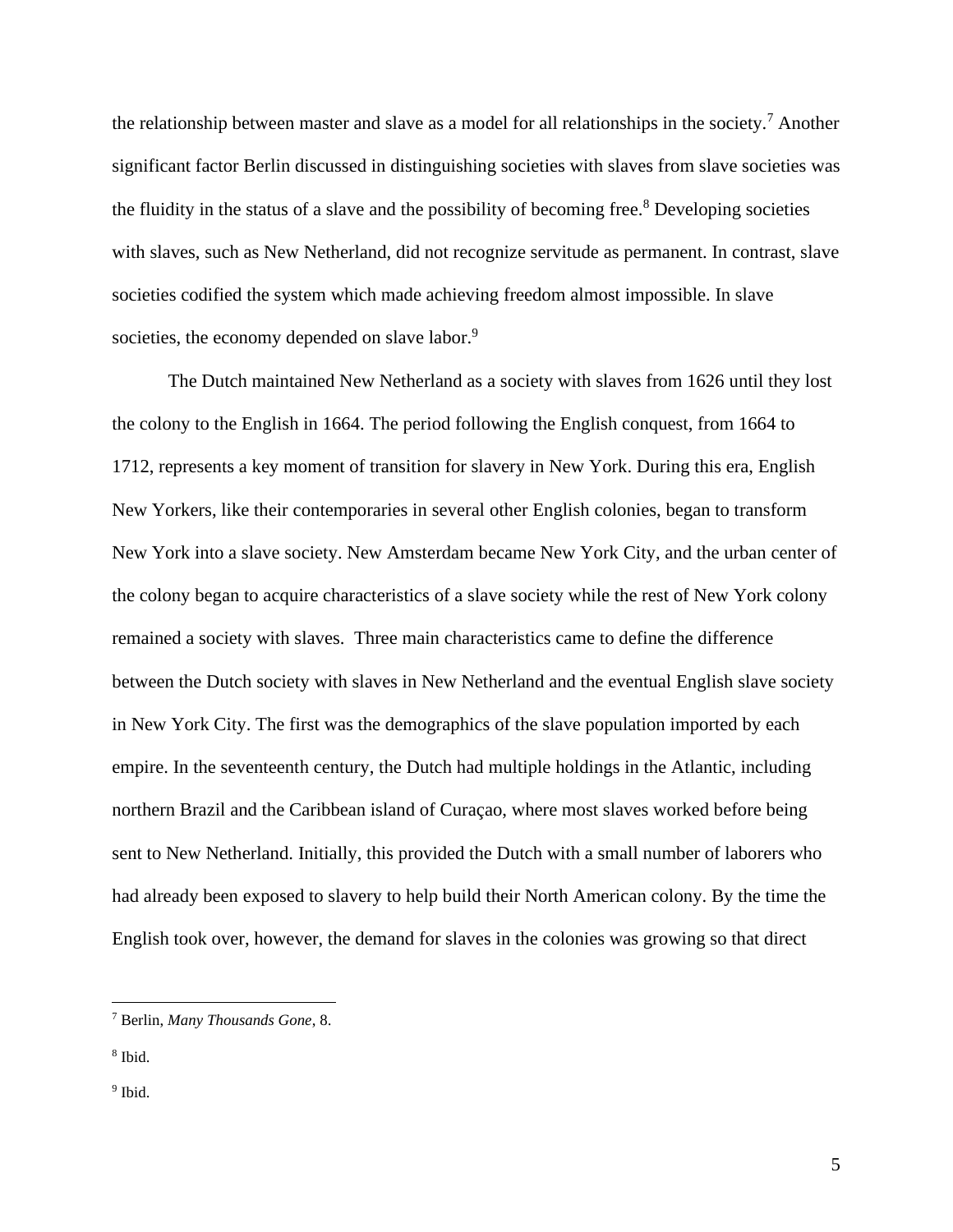the relationship between master and slave as a model for all relationships in the society.[7] Another significant factor Berlin discussed in distinguishing societies with slaves from slave societies was the fluidity in the status of a slave and the possibility of becoming free.[8] Developing societies with slaves, such as New Netherland, did not recognize servitude as permanent. In contrast, slave societies codified the system which made achieving freedom almost impossible. In slave societies, the economy depended on slave labor.[9]

The Dutch maintained New Netherland as a society with slaves from 1626 until they lost the colony to the English in 1664. The period following the English conquest, from 1664 to 1712, represents a key moment of transition for slavery in New York. During this era, English New Yorkers, like their contemporaries in several other English colonies, began to transform New York into a slave society. New Amsterdam became New York City, and the urban center of the colony began to acquire characteristics of a slave society while the rest of New York colony remained a society with slaves. Three main characteristics came to define the difference between the Dutch society with slaves in New Netherland and the eventual English slave society in New York City. The first was the demographics of the slave population imported by each empire. In the seventeenth century, the Dutch had multiple holdings in the Atlantic, including northern Brazil and the Caribbean island of Curaçao, where most slaves worked before being sent to New Netherland. Initially, this provided the Dutch with a small number of laborers who had already been exposed to slavery to help build their North American colony. By the time the English took over, however, the demand for slaves in the colonies was growing so that direct

---

[7] Berlin, *Many Thousands Gone,* 8.

[8] Ibid.

[9] Ibid.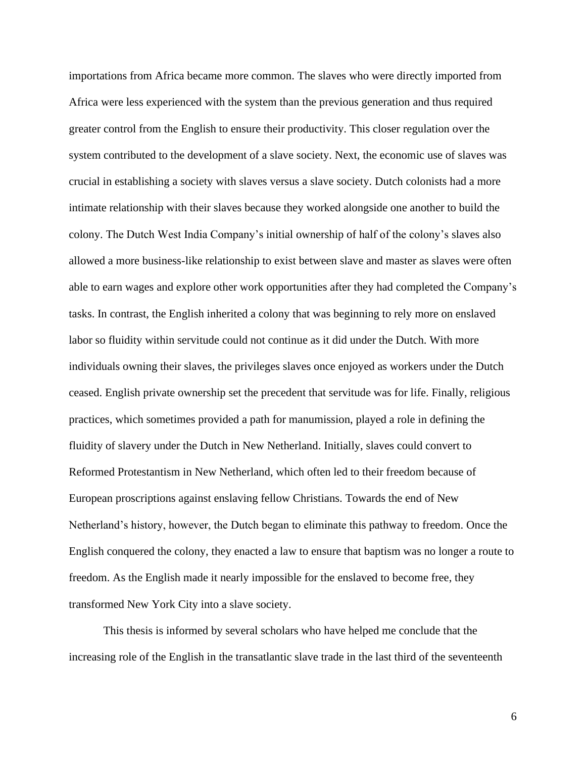importations from Africa became more common. The slaves who were directly imported from Africa were less experienced with the system than the previous generation and thus required greater control from the English to ensure their productivity. This closer regulation over the system contributed to the development of a slave society. Next, the economic use of slaves was crucial in establishing a society with slaves versus a slave society. Dutch colonists had a more intimate relationship with their slaves because they worked alongside one another to build the colony. The Dutch West India Company's initial ownership of half of the colony's slaves also allowed a more business-like relationship to exist between slave and master as slaves were often able to earn wages and explore other work opportunities after they had completed the Company's tasks. In contrast, the English inherited a colony that was beginning to rely more on enslaved labor so fluidity within servitude could not continue as it did under the Dutch. With more individuals owning their slaves, the privileges slaves once enjoyed as workers under the Dutch ceased. English private ownership set the precedent that servitude was for life. Finally, religious practices, which sometimes provided a path for manumission, played a role in defining the fluidity of slavery under the Dutch in New Netherland. Initially, slaves could convert to Reformed Protestantism in New Netherland, which often led to their freedom because of European proscriptions against enslaving fellow Christians. Towards the end of New Netherland's history, however, the Dutch began to eliminate this pathway to freedom. Once the English conquered the colony, they enacted a law to ensure that baptism was no longer a route to freedom. As the English made it nearly impossible for the enslaved to become free, they transformed New York City into a slave society.

This thesis is informed by several scholars who have helped me conclude that the increasing role of the English in the transatlantic slave trade in the last third of the seventeenth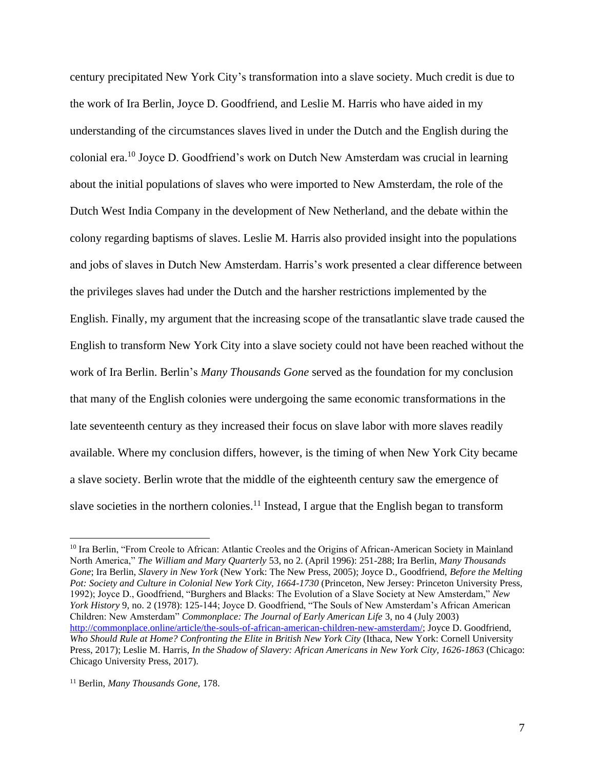century precipitated New York City's transformation into a slave society. Much credit is due to the work of Ira Berlin, Joyce D. Goodfriend, and Leslie M. Harris who have aided in my understanding of the circumstances slaves lived in under the Dutch and the English during the colonial era.[10] Joyce D. Goodfriend's work on Dutch New Amsterdam was crucial in learning about the initial populations of slaves who were imported to New Amsterdam, the role of the Dutch West India Company in the development of New Netherland, and the debate within the colony regarding baptisms of slaves. Leslie M. Harris also provided insight into the populations and jobs of slaves in Dutch New Amsterdam. Harris's work presented a clear difference between the privileges slaves had under the Dutch and the harsher restrictions implemented by the English. Finally, my argument that the increasing scope of the transatlantic slave trade caused the English to transform New York City into a slave society could not have been reached without the work of Ira Berlin. Berlin's *Many Thousands Gone* served as the foundation for my conclusion that many of the English colonies were undergoing the same economic transformations in the late seventeenth century as they increased their focus on slave labor with more slaves readily available. Where my conclusion differs, however, is the timing of when New York City became a slave society. Berlin wrote that the middle of the eighteenth century saw the emergence of slave societies in the northern colonies.[11] Instead, I argue that the English began to transform

---

[10] Ira Berlin, "From Creole to African: Atlantic Creoles and the Origins of African-American Society in Mainland North America," *The William and Mary Quarterly* 53, no 2. (April 1996): 251-288; Ira Berlin, *Many Thousands Gone*; Ira Berlin, *Slavery in New York* (New York: The New Press, 2005); Joyce D., Goodfriend, *Before the Melting Pot: Society and Culture in Colonial New York City, 1664-1730* (Princeton, New Jersey: Princeton University Press, 1992); Joyce D., Goodfriend, "Burghers and Blacks: The Evolution of a Slave Society at New Amsterdam," *New York History* 9, no. 2 (1978): 125-144; Joyce D. Goodfriend, "The Souls of New Amsterdam's African American Children: New Amsterdam" *Commonplace: The Journal of Early American Life* 3, no 4 (July 2003) http://commonplace.online/article/the-souls-of-african-american-children-new-amsterdam/; Joyce D. Goodfriend, *Who Should Rule at Home? Confronting the Elite in British New York City* (Ithaca, New York: Cornell University Press, 2017); Leslie M. Harris, *In the Shadow of Slavery: African Americans in New York City, 1626-1863* (Chicago: Chicago University Press, 2017).

[11] Berlin, *Many Thousands Gone,* 178.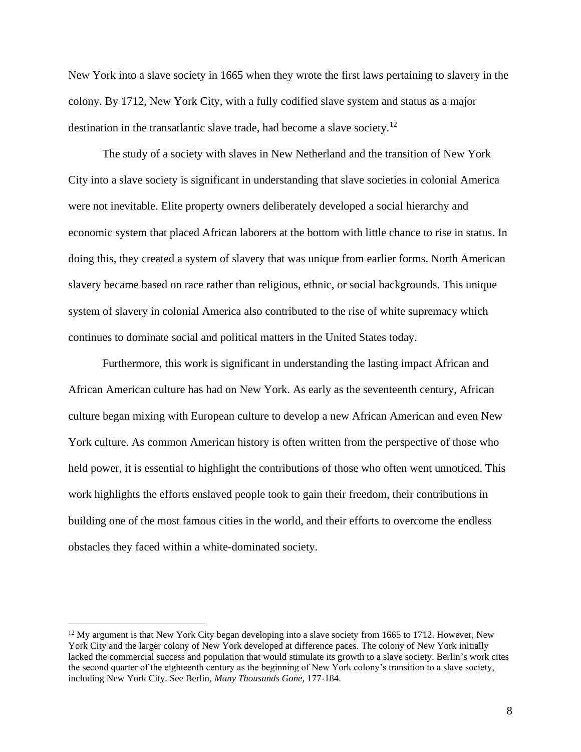New York into a slave society in 1665 when they wrote the first laws pertaining to slavery in the colony. By 1712, New York City, with a fully codified slave system and status as a major destination in the transatlantic slave trade, had become a slave society.[12]

The study of a society with slaves in New Netherland and the transition of New York City into a slave society is significant in understanding that slave societies in colonial America were not inevitable. Elite property owners deliberately developed a social hierarchy and economic system that placed African laborers at the bottom with little chance to rise in status. In doing this, they created a system of slavery that was unique from earlier forms. North American slavery became based on race rather than religious, ethnic, or social backgrounds. This unique system of slavery in colonial America also contributed to the rise of white supremacy which continues to dominate social and political matters in the United States today.

Furthermore, this work is significant in understanding the lasting impact African and African American culture has had on New York. As early as the seventeenth century, African culture began mixing with European culture to develop a new African American and even New York culture. As common American history is often written from the perspective of those who held power, it is essential to highlight the contributions of those who often went unnoticed. This work highlights the efforts enslaved people took to gain their freedom, their contributions in building one of the most famous cities in the world, and their efforts to overcome the endless obstacles they faced within a white-dominated society.

---

[12] My argument is that New York City began developing into a slave society from 1665 to 1712. However, New York City and the larger colony of New York developed at difference paces. The colony of New York initially lacked the commercial success and population that would stimulate its growth to a slave society. Berlin's work cites the second quarter of the eighteenth century as the beginning of New York colony's transition to a slave society, including New York City. See Berlin, *Many Thousands Gone*, 177-184.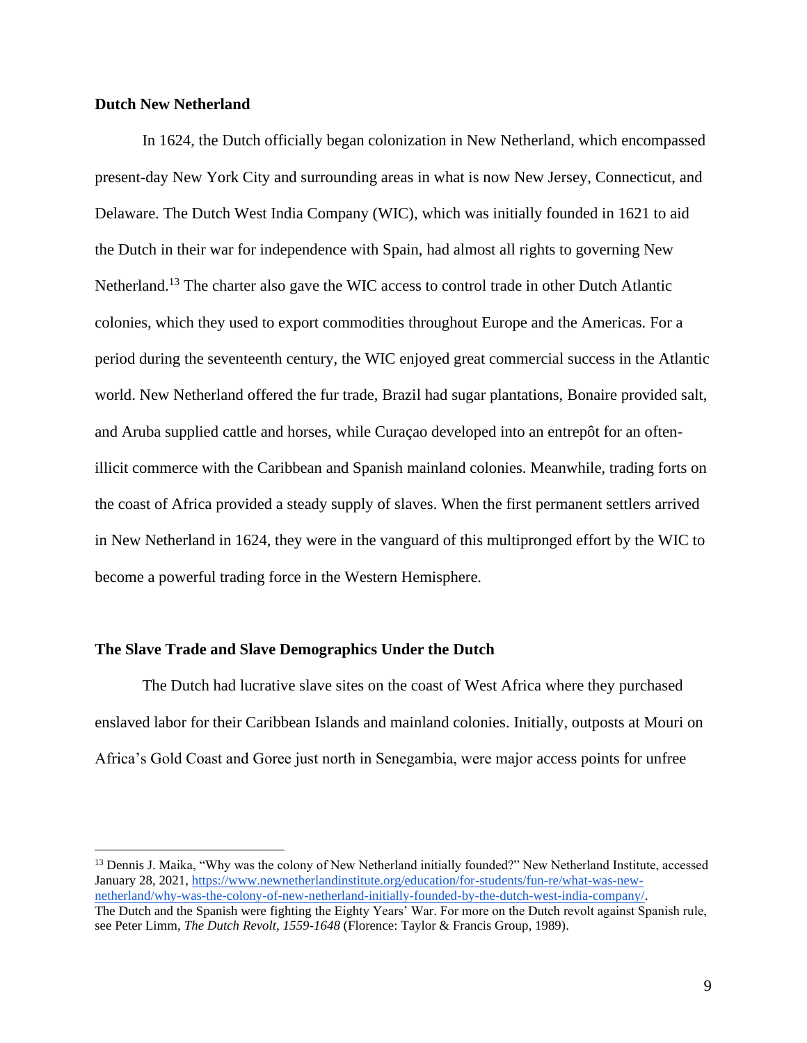### Dutch New Netherland

In 1624, the Dutch officially began colonization in New Netherland, which encompassed present-day New York City and surrounding areas in what is now New Jersey, Connecticut, and Delaware. The Dutch West India Company (WIC), which was initially founded in 1621 to aid the Dutch in their war for independence with Spain, had almost all rights to governing New Netherland.[13] The charter also gave the WIC access to control trade in other Dutch Atlantic colonies, which they used to export commodities throughout Europe and the Americas. For a period during the seventeenth century, the WIC enjoyed great commercial success in the Atlantic world. New Netherland offered the fur trade, Brazil had sugar plantations, Bonaire provided salt, and Aruba supplied cattle and horses, while Curaçao developed into an entrepôt for an often-illicit commerce with the Caribbean and Spanish mainland colonies. Meanwhile, trading forts on the coast of Africa provided a steady supply of slaves. When the first permanent settlers arrived in New Netherland in 1624, they were in the vanguard of this multipronged effort by the WIC to become a powerful trading force in the Western Hemisphere.

### The Slave Trade and Slave Demographics Under the Dutch

The Dutch had lucrative slave sites on the coast of West Africa where they purchased enslaved labor for their Caribbean Islands and mainland colonies. Initially, outposts at Mouri on Africa's Gold Coast and Goree just north in Senegambia, were major access points for unfree

---

[13] Dennis J. Maika, "Why was the colony of New Netherland initially founded?" New Netherland Institute, accessed January 28, 2021, https://www.newnetherlandinstitute.org/education/for-students/fun-re/what-was-new-netherland/why-was-the-colony-of-new-netherland-initially-founded-by-the-dutch-west-india-company/.
The Dutch and the Spanish were fighting the Eighty Years' War. For more on the Dutch revolt against Spanish rule, see Peter Limm, *The Dutch Revolt, 1559-1648* (Florence: Taylor & Francis Group, 1989).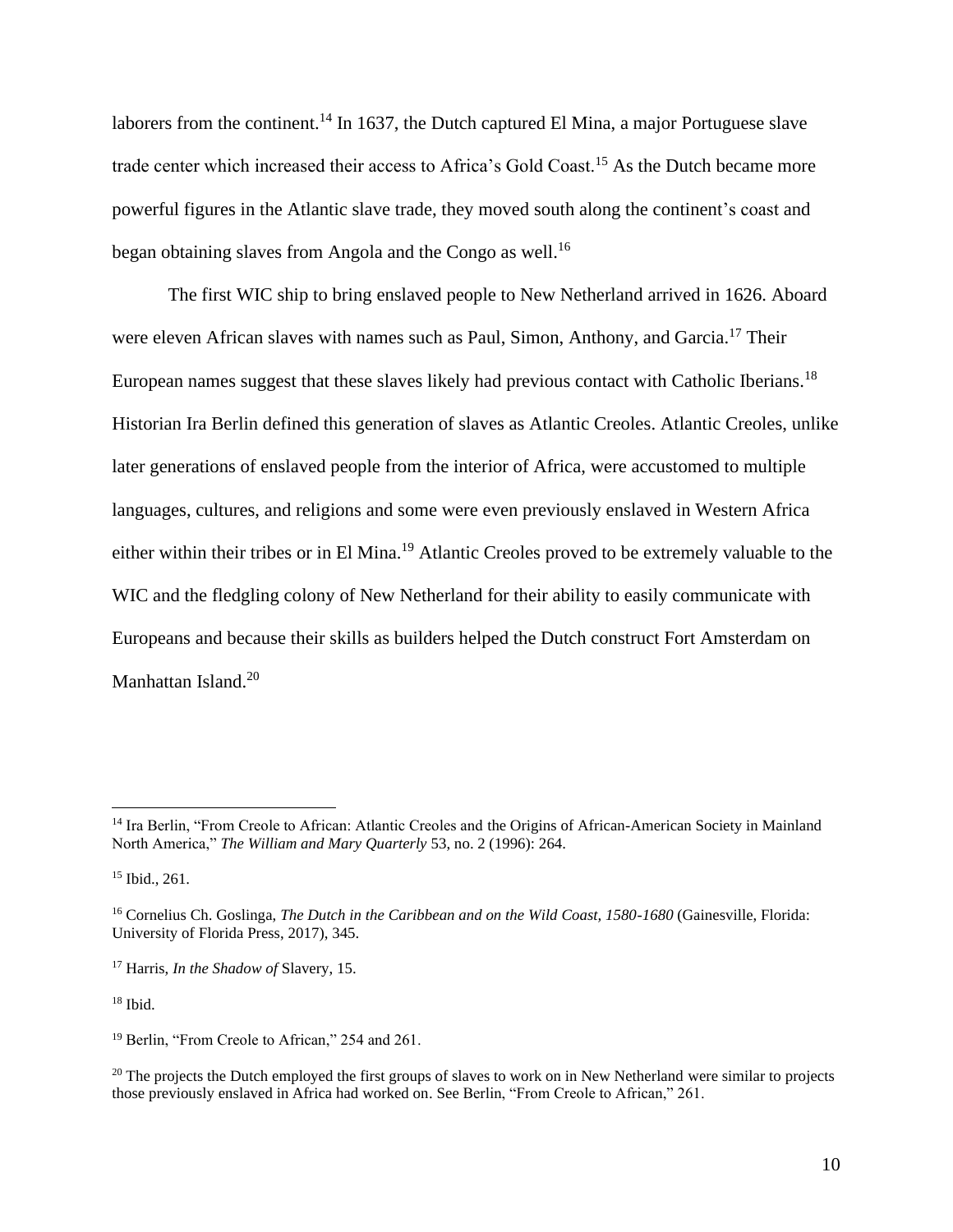laborers from the continent.[14] In 1637, the Dutch captured El Mina, a major Portuguese slave trade center which increased their access to Africa's Gold Coast.[15] As the Dutch became more powerful figures in the Atlantic slave trade, they moved south along the continent's coast and began obtaining slaves from Angola and the Congo as well.[16]

The first WIC ship to bring enslaved people to New Netherland arrived in 1626. Aboard were eleven African slaves with names such as Paul, Simon, Anthony, and Garcia.[17] Their European names suggest that these slaves likely had previous contact with Catholic Iberians.[18] Historian Ira Berlin defined this generation of slaves as Atlantic Creoles. Atlantic Creoles, unlike later generations of enslaved people from the interior of Africa, were accustomed to multiple languages, cultures, and religions and some were even previously enslaved in Western Africa either within their tribes or in El Mina.[19] Atlantic Creoles proved to be extremely valuable to the WIC and the fledgling colony of New Netherland for their ability to easily communicate with Europeans and because their skills as builders helped the Dutch construct Fort Amsterdam on Manhattan Island.[20]

---

[14] Ira Berlin, "From Creole to African: Atlantic Creoles and the Origins of African-American Society in Mainland North America," *The William and Mary Quarterly* 53, no. 2 (1996): 264.

[15] Ibid., 261.

[16] Cornelius Ch. Goslinga, *The Dutch in the Caribbean and on the Wild Coast, 1580-1680* (Gainesville, Florida: University of Florida Press, 2017), 345.

[17] Harris, *In the Shadow of* Slavery, 15.

[18] Ibid.

[19] Berlin, "From Creole to African," 254 and 261.

[20] The projects the Dutch employed the first groups of slaves to work on in New Netherland were similar to projects those previously enslaved in Africa had worked on. See Berlin, "From Creole to African," 261.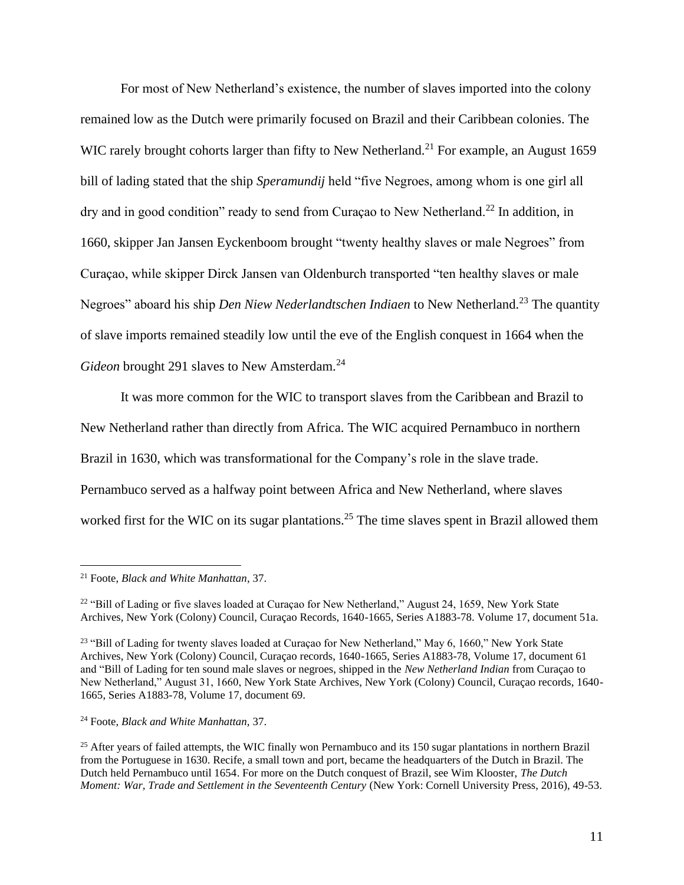For most of New Netherland's existence, the number of slaves imported into the colony remained low as the Dutch were primarily focused on Brazil and their Caribbean colonies. The WIC rarely brought cohorts larger than fifty to New Netherland.[21] For example, an August 1659 bill of lading stated that the ship *Speramundij* held "five Negroes, among whom is one girl all dry and in good condition" ready to send from Curaçao to New Netherland.[22] In addition, in 1660, skipper Jan Jansen Eyckenboom brought "twenty healthy slaves or male Negroes" from Curaçao, while skipper Dirck Jansen van Oldenburch transported "ten healthy slaves or male Negroes" aboard his ship *Den Niew Nederlandtschen Indiaen* to New Netherland.[23] The quantity of slave imports remained steadily low until the eve of the English conquest in 1664 when the *Gideon* brought 291 slaves to New Amsterdam.[24]

It was more common for the WIC to transport slaves from the Caribbean and Brazil to New Netherland rather than directly from Africa. The WIC acquired Pernambuco in northern Brazil in 1630, which was transformational for the Company's role in the slave trade. Pernambuco served as a halfway point between Africa and New Netherland, where slaves worked first for the WIC on its sugar plantations.[25] The time slaves spent in Brazil allowed them

---

[21] Foote, *Black and White Manhattan*, 37.

[22] "Bill of Lading or five slaves loaded at Curaçao for New Netherland," August 24, 1659, New York State Archives, New York (Colony) Council, Curaçao Records, 1640-1665, Series A1883-78. Volume 17, document 51a.

[23] "Bill of Lading for twenty slaves loaded at Curaçao for New Netherland," May 6, 1660," New York State Archives, New York (Colony) Council, Curaçao records, 1640-1665, Series A1883-78, Volume 17, document 61 and "Bill of Lading for ten sound male slaves or negroes, shipped in the *New Netherland Indian* from Curaçao to New Netherland," August 31, 1660, New York State Archives, New York (Colony) Council, Curaçao records, 1640-1665, Series A1883-78, Volume 17, document 69.

[24] Foote, *Black and White Manhattan*, 37.

[25] After years of failed attempts, the WIC finally won Pernambuco and its 150 sugar plantations in northern Brazil from the Portuguese in 1630. Recife, a small town and port, became the headquarters of the Dutch in Brazil. The Dutch held Pernambuco until 1654. For more on the Dutch conquest of Brazil, see Wim Klooster, *The Dutch Moment: War, Trade and Settlement in the Seventeenth Century* (New York: Cornell University Press, 2016), 49-53.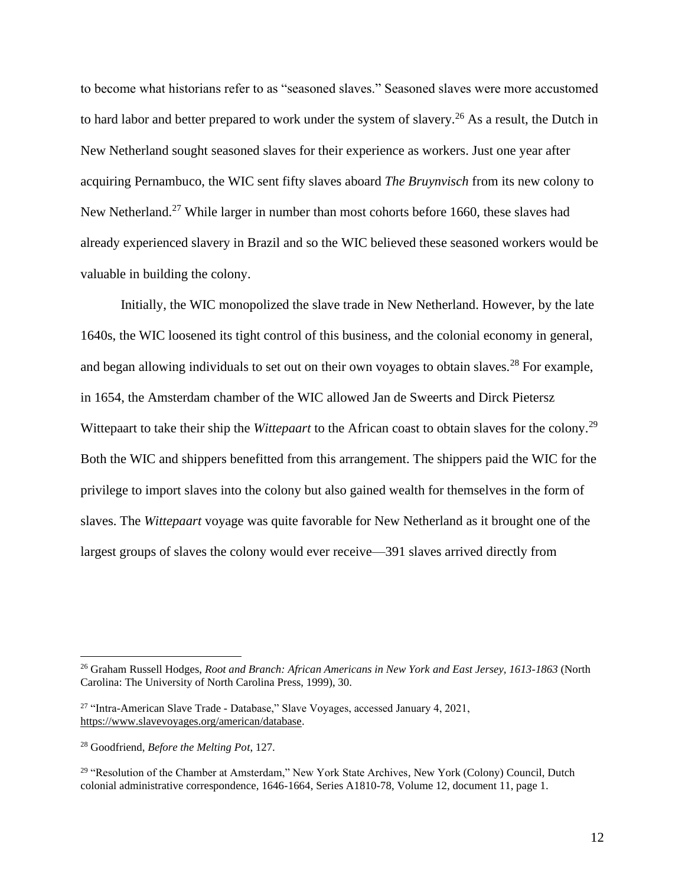to become what historians refer to as "seasoned slaves." Seasoned slaves were more accustomed to hard labor and better prepared to work under the system of slavery.[26] As a result, the Dutch in New Netherland sought seasoned slaves for their experience as workers. Just one year after acquiring Pernambuco, the WIC sent fifty slaves aboard *The Bruynvisch* from its new colony to New Netherland.[27] While larger in number than most cohorts before 1660, these slaves had already experienced slavery in Brazil and so the WIC believed these seasoned workers would be valuable in building the colony.

Initially, the WIC monopolized the slave trade in New Netherland. However, by the late 1640s, the WIC loosened its tight control of this business, and the colonial economy in general, and began allowing individuals to set out on their own voyages to obtain slaves.[28] For example, in 1654, the Amsterdam chamber of the WIC allowed Jan de Sweerts and Dirck Pietersz Wittepaart to take their ship the *Wittepaart* to the African coast to obtain slaves for the colony.[29] Both the WIC and shippers benefitted from this arrangement. The shippers paid the WIC for the privilege to import slaves into the colony but also gained wealth for themselves in the form of slaves. The *Wittepaart* voyage was quite favorable for New Netherland as it brought one of the largest groups of slaves the colony would ever receive—391 slaves arrived directly from

---

[26] Graham Russell Hodges, *Root and Branch: African Americans in New York and East Jersey, 1613-1863* (North Carolina: The University of North Carolina Press, 1999), 30.

[27] "Intra-American Slave Trade - Database," Slave Voyages, accessed January 4, 2021, https://www.slavevoyages.org/american/database.

[28] Goodfriend, *Before the Melting Pot*, 127.

[29] "Resolution of the Chamber at Amsterdam," New York State Archives, New York (Colony) Council, Dutch colonial administrative correspondence, 1646-1664, Series A1810-78, Volume 12, document 11, page 1.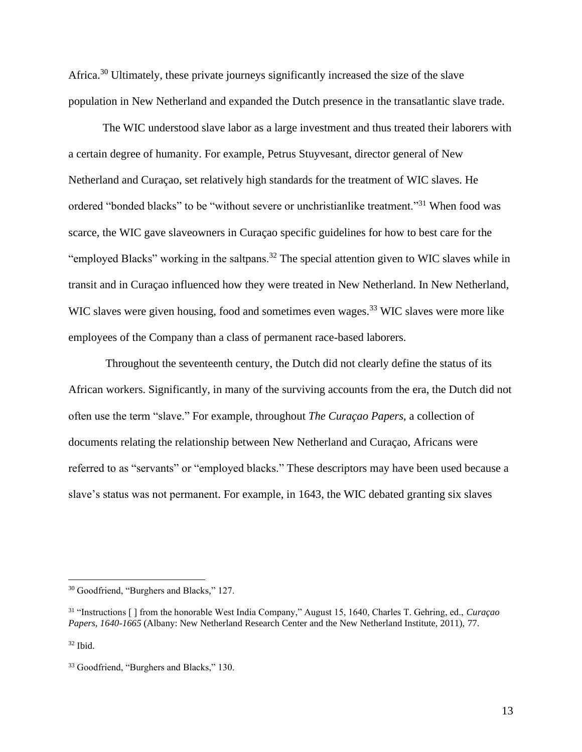Africa.[30] Ultimately, these private journeys significantly increased the size of the slave population in New Netherland and expanded the Dutch presence in the transatlantic slave trade.

The WIC understood slave labor as a large investment and thus treated their laborers with a certain degree of humanity. For example, Petrus Stuyvesant, director general of New Netherland and Curaçao, set relatively high standards for the treatment of WIC slaves. He ordered "bonded blacks" to be "without severe or unchristianlike treatment."[31] When food was scarce, the WIC gave slaveowners in Curaçao specific guidelines for how to best care for the "employed Blacks" working in the saltpans.[32] The special attention given to WIC slaves while in transit and in Curaçao influenced how they were treated in New Netherland. In New Netherland, WIC slaves were given housing, food and sometimes even wages.[33] WIC slaves were more like employees of the Company than a class of permanent race-based laborers.

Throughout the seventeenth century, the Dutch did not clearly define the status of its African workers. Significantly, in many of the surviving accounts from the era, the Dutch did not often use the term "slave." For example, throughout *The Curaçao Papers*, a collection of documents relating the relationship between New Netherland and Curaçao, Africans were referred to as "servants" or "employed blacks." These descriptors may have been used because a slave's status was not permanent. For example, in 1643, the WIC debated granting six slaves

---

[30] Goodfriend, "Burghers and Blacks," 127.

[31] "Instructions [ ] from the honorable West India Company," August 15, 1640, Charles T. Gehring, ed., *Curaçao Papers, 1640-1665* (Albany: New Netherland Research Center and the New Netherland Institute, 2011), 77.

[32] Ibid.

[33] Goodfriend, "Burghers and Blacks," 130.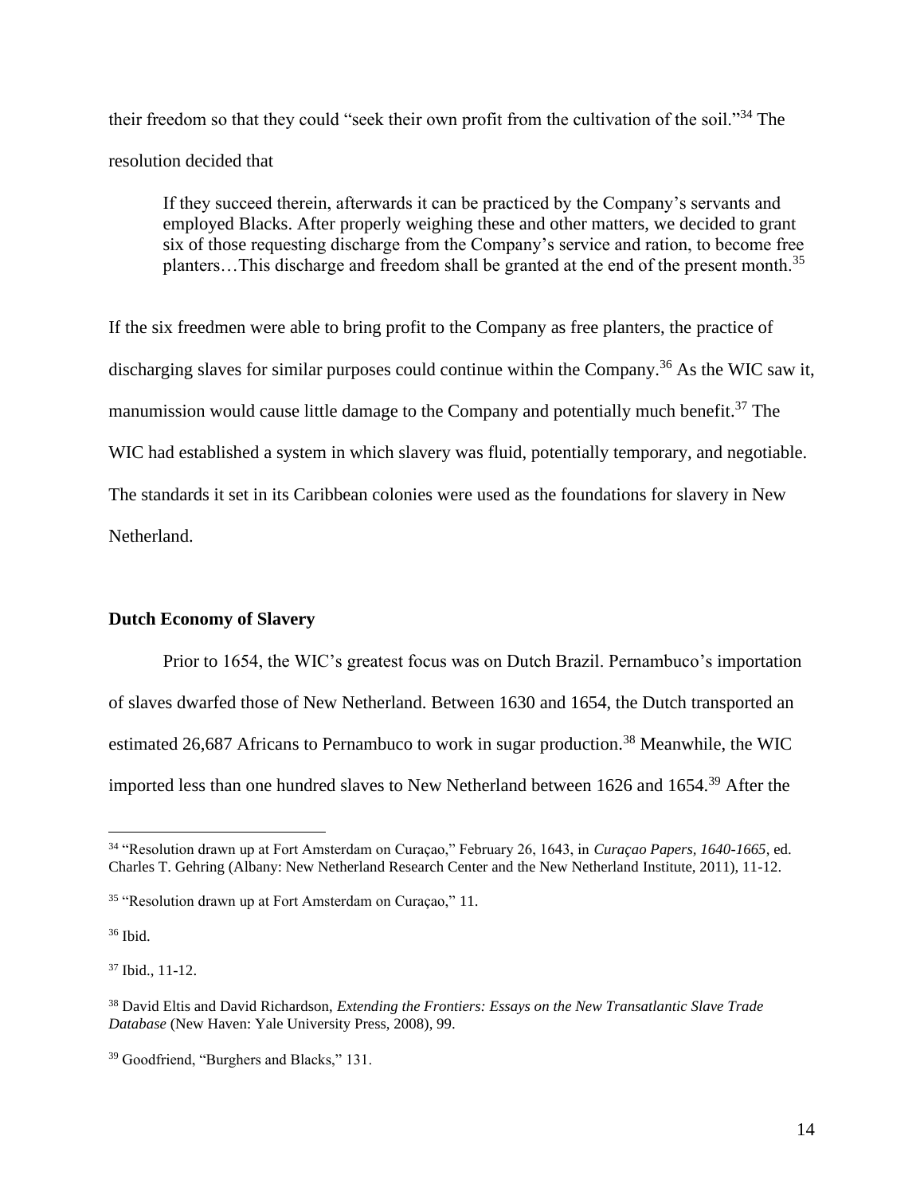their freedom so that they could "seek their own profit from the cultivation of the soil."[34] The resolution decided that

> If they succeed therein, afterwards it can be practiced by the Company's servants and employed Blacks. After properly weighing these and other matters, we decided to grant six of those requesting discharge from the Company's service and ration, to become free planters…This discharge and freedom shall be granted at the end of the present month.[35]

If the six freedmen were able to bring profit to the Company as free planters, the practice of discharging slaves for similar purposes could continue within the Company.[36] As the WIC saw it, manumission would cause little damage to the Company and potentially much benefit.[37] The WIC had established a system in which slavery was fluid, potentially temporary, and negotiable. The standards it set in its Caribbean colonies were used as the foundations for slavery in New Netherland.

**Dutch Economy of Slavery**

Prior to 1654, the WIC's greatest focus was on Dutch Brazil. Pernambuco's importation of slaves dwarfed those of New Netherland. Between 1630 and 1654, the Dutch transported an estimated 26,687 Africans to Pernambuco to work in sugar production.[38] Meanwhile, the WIC imported less than one hundred slaves to New Netherland between 1626 and 1654.[39] After the

---

[34] "Resolution drawn up at Fort Amsterdam on Curaçao," February 26, 1643, in *Curaçao Papers, 1640-1665*, ed. Charles T. Gehring (Albany: New Netherland Research Center and the New Netherland Institute, 2011), 11-12.

[35] "Resolution drawn up at Fort Amsterdam on Curaçao," 11.

[36] Ibid.

[37] Ibid., 11-12.

[38] David Eltis and David Richardson, *Extending the Frontiers: Essays on the New Transatlantic Slave Trade Database* (New Haven: Yale University Press, 2008), 99.

[39] Goodfriend, "Burghers and Blacks," 131.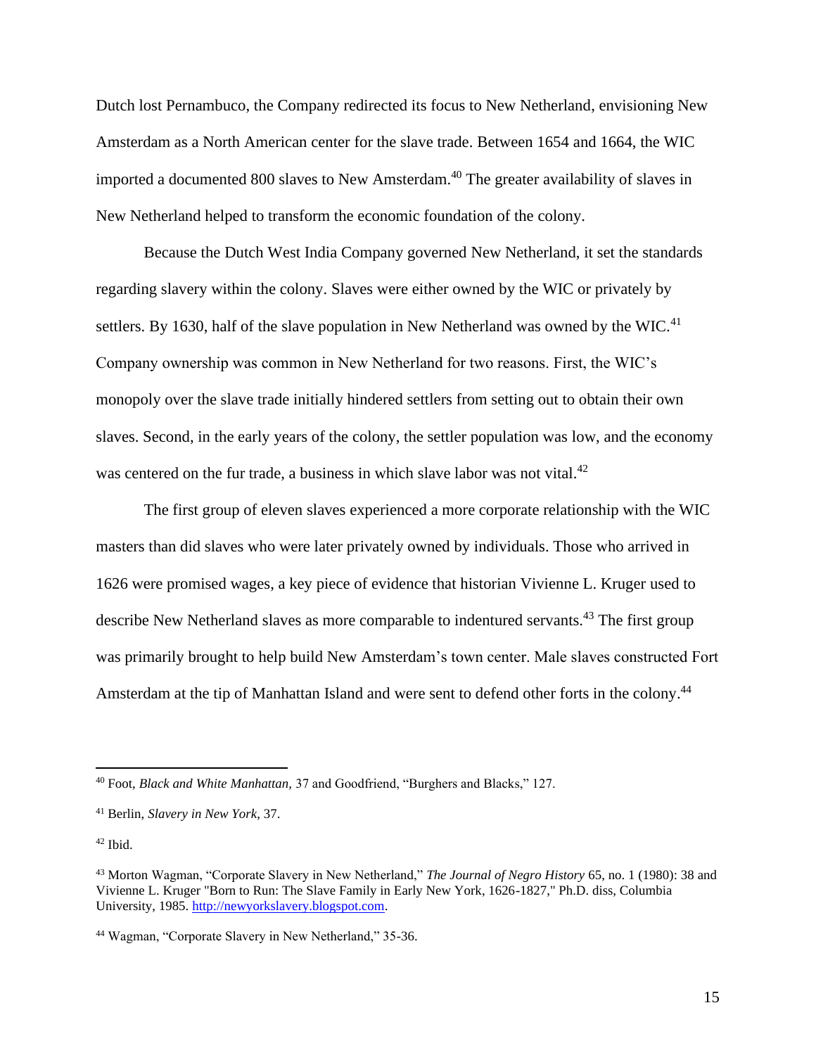Dutch lost Pernambuco, the Company redirected its focus to New Netherland, envisioning New Amsterdam as a North American center for the slave trade. Between 1654 and 1664, the WIC imported a documented 800 slaves to New Amsterdam.[40] The greater availability of slaves in New Netherland helped to transform the economic foundation of the colony.

Because the Dutch West India Company governed New Netherland, it set the standards regarding slavery within the colony. Slaves were either owned by the WIC or privately by settlers. By 1630, half of the slave population in New Netherland was owned by the WIC.[41] Company ownership was common in New Netherland for two reasons. First, the WIC's monopoly over the slave trade initially hindered settlers from setting out to obtain their own slaves. Second, in the early years of the colony, the settler population was low, and the economy was centered on the fur trade, a business in which slave labor was not vital.[42]

The first group of eleven slaves experienced a more corporate relationship with the WIC masters than did slaves who were later privately owned by individuals. Those who arrived in 1626 were promised wages, a key piece of evidence that historian Vivienne L. Kruger used to describe New Netherland slaves as more comparable to indentured servants.[43] The first group was primarily brought to help build New Amsterdam's town center. Male slaves constructed Fort Amsterdam at the tip of Manhattan Island and were sent to defend other forts in the colony.[44]

---

[40] Foot, *Black and White Manhattan*, 37 and Goodfriend, "Burghers and Blacks," 127.

[41] Berlin, *Slavery in New York*, 37.

[42] Ibid.

[43] Morton Wagman, "Corporate Slavery in New Netherland," *The Journal of Negro History* 65, no. 1 (1980): 38 and Vivienne L. Kruger "Born to Run: The Slave Family in Early New York, 1626-1827," Ph.D. diss, Columbia University, 1985. http://newyorkslavery.blogspot.com.

[44] Wagman, "Corporate Slavery in New Netherland," 35-36.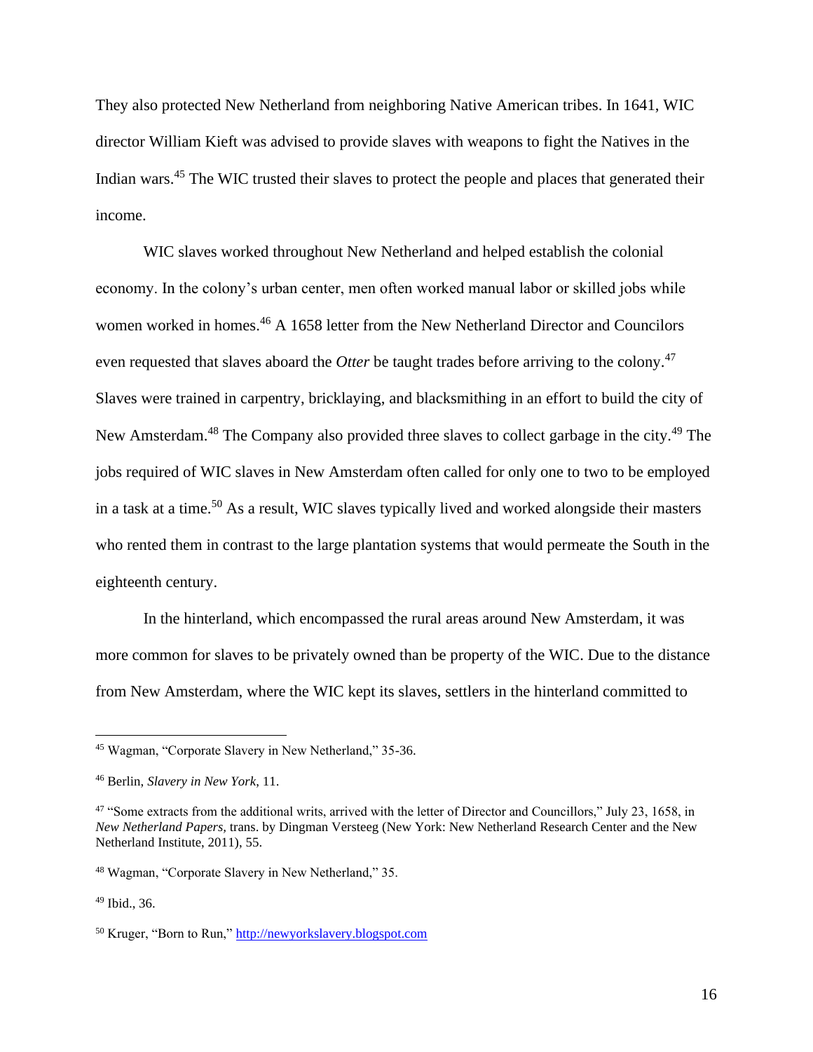They also protected New Netherland from neighboring Native American tribes. In 1641, WIC director William Kieft was advised to provide slaves with weapons to fight the Natives in the Indian wars.[45] The WIC trusted their slaves to protect the people and places that generated their income.

WIC slaves worked throughout New Netherland and helped establish the colonial economy. In the colony's urban center, men often worked manual labor or skilled jobs while women worked in homes.[46] A 1658 letter from the New Netherland Director and Councilors even requested that slaves aboard the *Otter* be taught trades before arriving to the colony.[47] Slaves were trained in carpentry, bricklaying, and blacksmithing in an effort to build the city of New Amsterdam.[48] The Company also provided three slaves to collect garbage in the city.[49] The jobs required of WIC slaves in New Amsterdam often called for only one to two to be employed in a task at a time.[50] As a result, WIC slaves typically lived and worked alongside their masters who rented them in contrast to the large plantation systems that would permeate the South in the eighteenth century.

In the hinterland, which encompassed the rural areas around New Amsterdam, it was more common for slaves to be privately owned than be property of the WIC. Due to the distance from New Amsterdam, where the WIC kept its slaves, settlers in the hinterland committed to

---

[45] Wagman, "Corporate Slavery in New Netherland," 35-36.

[46] Berlin, *Slavery in New York*, 11.

[47] "Some extracts from the additional writs, arrived with the letter of Director and Councillors," July 23, 1658, in *New Netherland Papers,* trans. by Dingman Versteeg (New York: New Netherland Research Center and the New Netherland Institute, 2011), 55.

[48] Wagman, "Corporate Slavery in New Netherland," 35.

[49] Ibid., 36.

[50] Kruger, "Born to Run," http://newyorkslavery.blogspot.com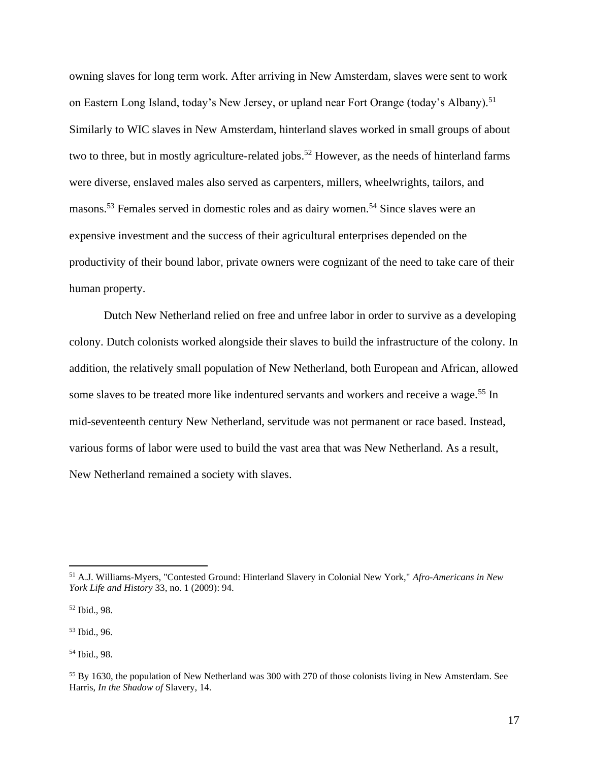owning slaves for long term work. After arriving in New Amsterdam, slaves were sent to work on Eastern Long Island, today's New Jersey, or upland near Fort Orange (today's Albany).[51] Similarly to WIC slaves in New Amsterdam, hinterland slaves worked in small groups of about two to three, but in mostly agriculture-related jobs.[52] However, as the needs of hinterland farms were diverse, enslaved males also served as carpenters, millers, wheelwrights, tailors, and masons.[53] Females served in domestic roles and as dairy women.[54] Since slaves were an expensive investment and the success of their agricultural enterprises depended on the productivity of their bound labor, private owners were cognizant of the need to take care of their human property.

Dutch New Netherland relied on free and unfree labor in order to survive as a developing colony. Dutch colonists worked alongside their slaves to build the infrastructure of the colony. In addition, the relatively small population of New Netherland, both European and African, allowed some slaves to be treated more like indentured servants and workers and receive a wage.[55] In mid-seventeenth century New Netherland, servitude was not permanent or race based. Instead, various forms of labor were used to build the vast area that was New Netherland. As a result, New Netherland remained a society with slaves.

---

[51] A.J. Williams-Myers, "Contested Ground: Hinterland Slavery in Colonial New York," *Afro-Americans in New York Life and History* 33, no. 1 (2009): 94.

[52] Ibid., 98.

[53] Ibid., 96.

[54] Ibid., 98.

[55] By 1630, the population of New Netherland was 300 with 270 of those colonists living in New Amsterdam. See Harris, *In the Shadow of* Slavery, 14.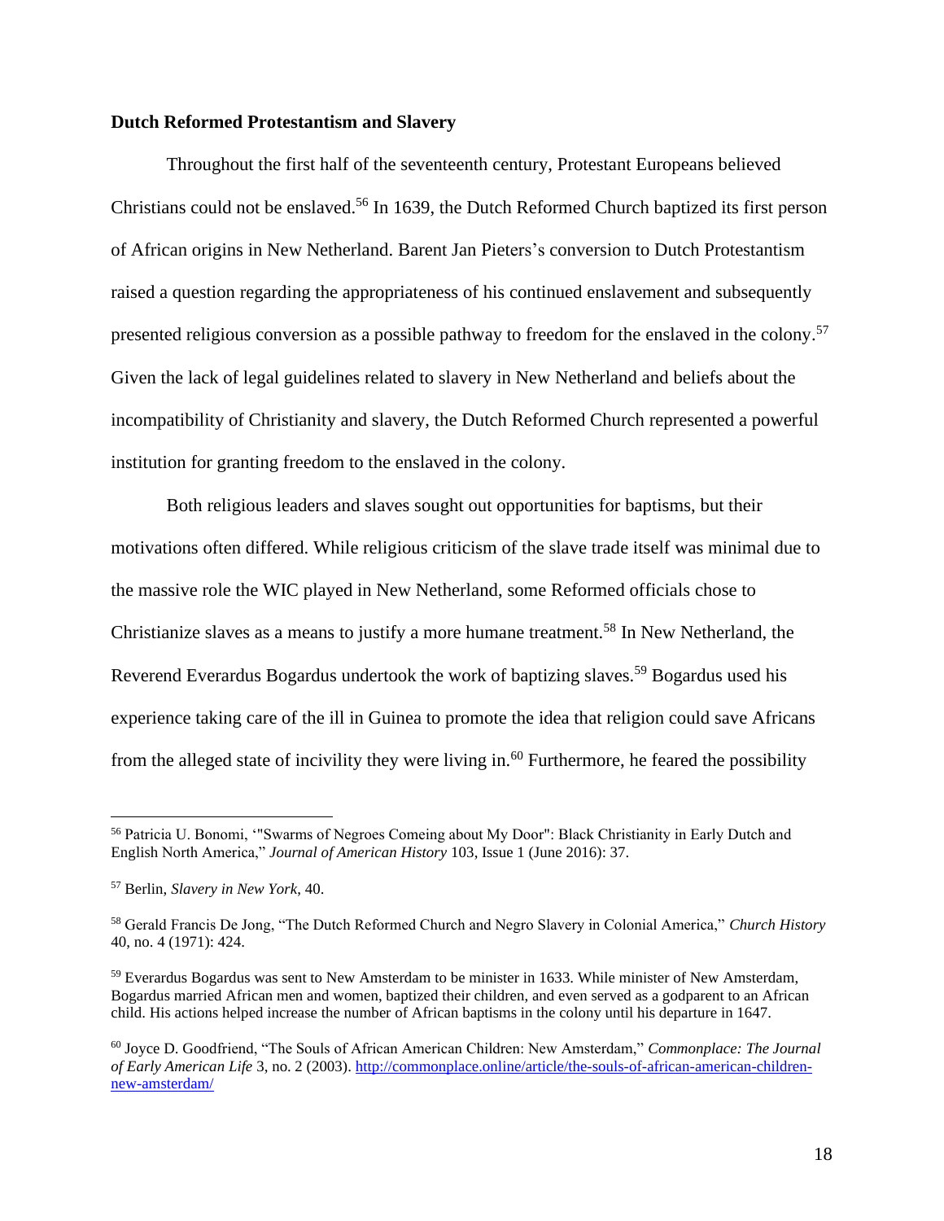**Dutch Reformed Protestantism and Slavery**

Throughout the first half of the seventeenth century, Protestant Europeans believed Christians could not be enslaved.[56] In 1639, the Dutch Reformed Church baptized its first person of African origins in New Netherland. Barent Jan Pieters's conversion to Dutch Protestantism raised a question regarding the appropriateness of his continued enslavement and subsequently presented religious conversion as a possible pathway to freedom for the enslaved in the colony.[57] Given the lack of legal guidelines related to slavery in New Netherland and beliefs about the incompatibility of Christianity and slavery, the Dutch Reformed Church represented a powerful institution for granting freedom to the enslaved in the colony.

Both religious leaders and slaves sought out opportunities for baptisms, but their motivations often differed. While religious criticism of the slave trade itself was minimal due to the massive role the WIC played in New Netherland, some Reformed officials chose to Christianize slaves as a means to justify a more humane treatment.[58] In New Netherland, the Reverend Everardus Bogardus undertook the work of baptizing slaves.[59] Bogardus used his experience taking care of the ill in Guinea to promote the idea that religion could save Africans from the alleged state of incivility they were living in.[60] Furthermore, he feared the possibility

---

[56] Patricia U. Bonomi, '"Swarms of Negroes Comeing about My Door": Black Christianity in Early Dutch and English North America," *Journal of American History* 103, Issue 1 (June 2016): 37.

[57] Berlin, *Slavery in New York*, 40.

[58] Gerald Francis De Jong, "The Dutch Reformed Church and Negro Slavery in Colonial America," *Church History* 40, no. 4 (1971): 424.

[59] Everardus Bogardus was sent to New Amsterdam to be minister in 1633. While minister of New Amsterdam, Bogardus married African men and women, baptized their children, and even served as a godparent to an African child. His actions helped increase the number of African baptisms in the colony until his departure in 1647.

[60] Joyce D. Goodfriend, "The Souls of African American Children: New Amsterdam," *Commonplace: The Journal of Early American Life* 3, no. 2 (2003). http://commonplace.online/article/the-souls-of-african-american-children-new-amsterdam/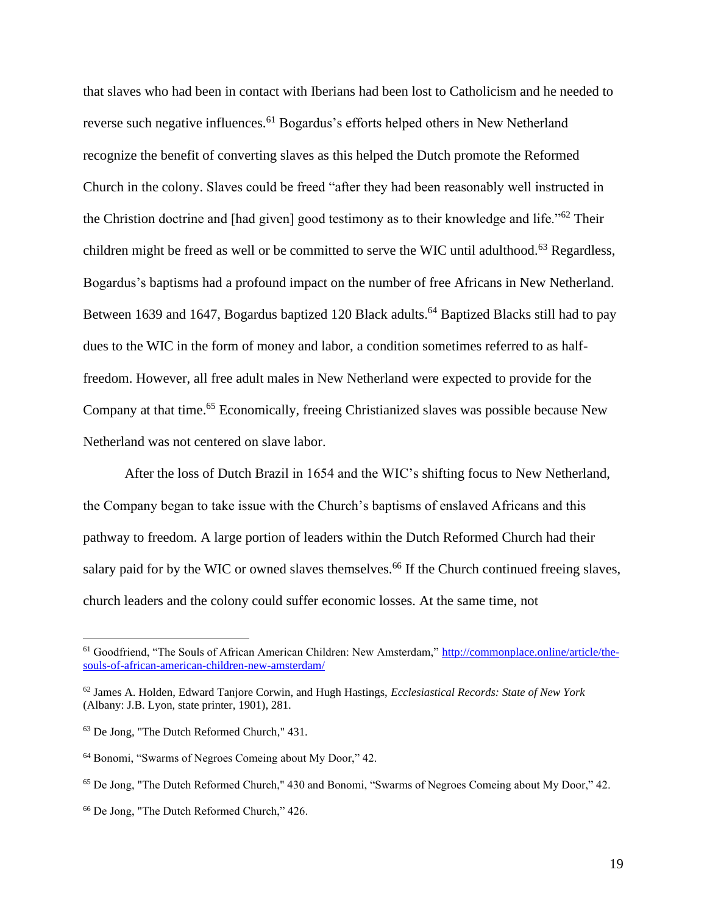that slaves who had been in contact with Iberians had been lost to Catholicism and he needed to reverse such negative influences.[61] Bogardus's efforts helped others in New Netherland recognize the benefit of converting slaves as this helped the Dutch promote the Reformed Church in the colony. Slaves could be freed "after they had been reasonably well instructed in the Christion doctrine and [had given] good testimony as to their knowledge and life."[62] Their children might be freed as well or be committed to serve the WIC until adulthood.[63] Regardless, Bogardus's baptisms had a profound impact on the number of free Africans in New Netherland. Between 1639 and 1647, Bogardus baptized 120 Black adults.[64] Baptized Blacks still had to pay dues to the WIC in the form of money and labor, a condition sometimes referred to as half-freedom. However, all free adult males in New Netherland were expected to provide for the Company at that time.[65] Economically, freeing Christianized slaves was possible because New Netherland was not centered on slave labor.

After the loss of Dutch Brazil in 1654 and the WIC's shifting focus to New Netherland, the Company began to take issue with the Church's baptisms of enslaved Africans and this pathway to freedom. A large portion of leaders within the Dutch Reformed Church had their salary paid for by the WIC or owned slaves themselves.[66] If the Church continued freeing slaves, church leaders and the colony could suffer economic losses. At the same time, not

---

[61] Goodfriend, "The Souls of African American Children: New Amsterdam," http://commonplace.online/article/the-souls-of-african-american-children-new-amsterdam/

[62] James A. Holden, Edward Tanjore Corwin, and Hugh Hastings, *Ecclesiastical Records: State of New York* (Albany: J.B. Lyon, state printer, 1901), 281.

[63] De Jong, "The Dutch Reformed Church," 431.

[64] Bonomi, "Swarms of Negroes Comeing about My Door," 42.

[65] De Jong, "The Dutch Reformed Church," 430 and Bonomi, "Swarms of Negroes Comeing about My Door," 42.

[66] De Jong, "The Dutch Reformed Church," 426.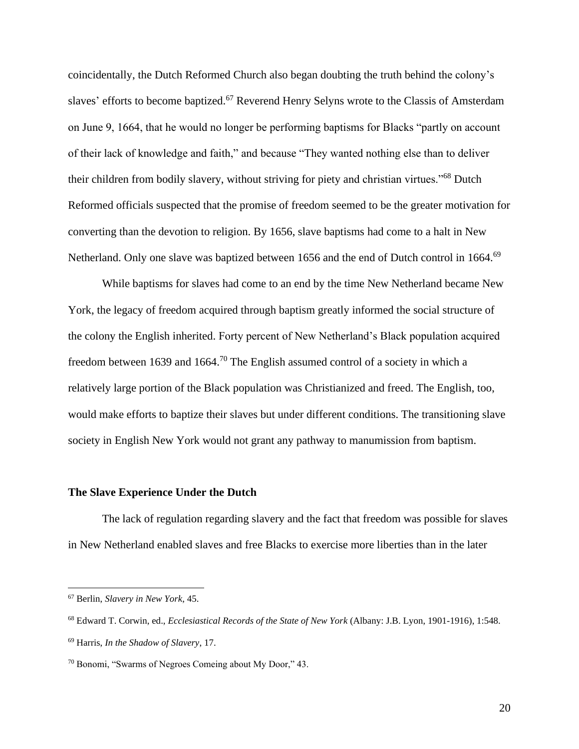coincidentally, the Dutch Reformed Church also began doubting the truth behind the colony's slaves' efforts to become baptized.[67] Reverend Henry Selyns wrote to the Classis of Amsterdam on June 9, 1664, that he would no longer be performing baptisms for Blacks "partly on account of their lack of knowledge and faith," and because "They wanted nothing else than to deliver their children from bodily slavery, without striving for piety and christian virtues."[68] Dutch Reformed officials suspected that the promise of freedom seemed to be the greater motivation for converting than the devotion to religion. By 1656, slave baptisms had come to a halt in New Netherland. Only one slave was baptized between 1656 and the end of Dutch control in 1664.[69]

While baptisms for slaves had come to an end by the time New Netherland became New York, the legacy of freedom acquired through baptism greatly informed the social structure of the colony the English inherited. Forty percent of New Netherland's Black population acquired freedom between 1639 and 1664.[70] The English assumed control of a society in which a relatively large portion of the Black population was Christianized and freed. The English, too, would make efforts to baptize their slaves but under different conditions. The transitioning slave society in English New York would not grant any pathway to manumission from baptism.

## The Slave Experience Under the Dutch

The lack of regulation regarding slavery and the fact that freedom was possible for slaves in New Netherland enabled slaves and free Blacks to exercise more liberties than in the later

---

[67] Berlin, *Slavery in New York*, 45.

[68] Edward T. Corwin, ed., *Ecclesiastical Records of the State of New York* (Albany: J.B. Lyon, 1901-1916), 1:548.

[69] Harris, *In the Shadow of Slavery*, 17.

[70] Bonomi, "Swarms of Negroes Comeing about My Door," 43.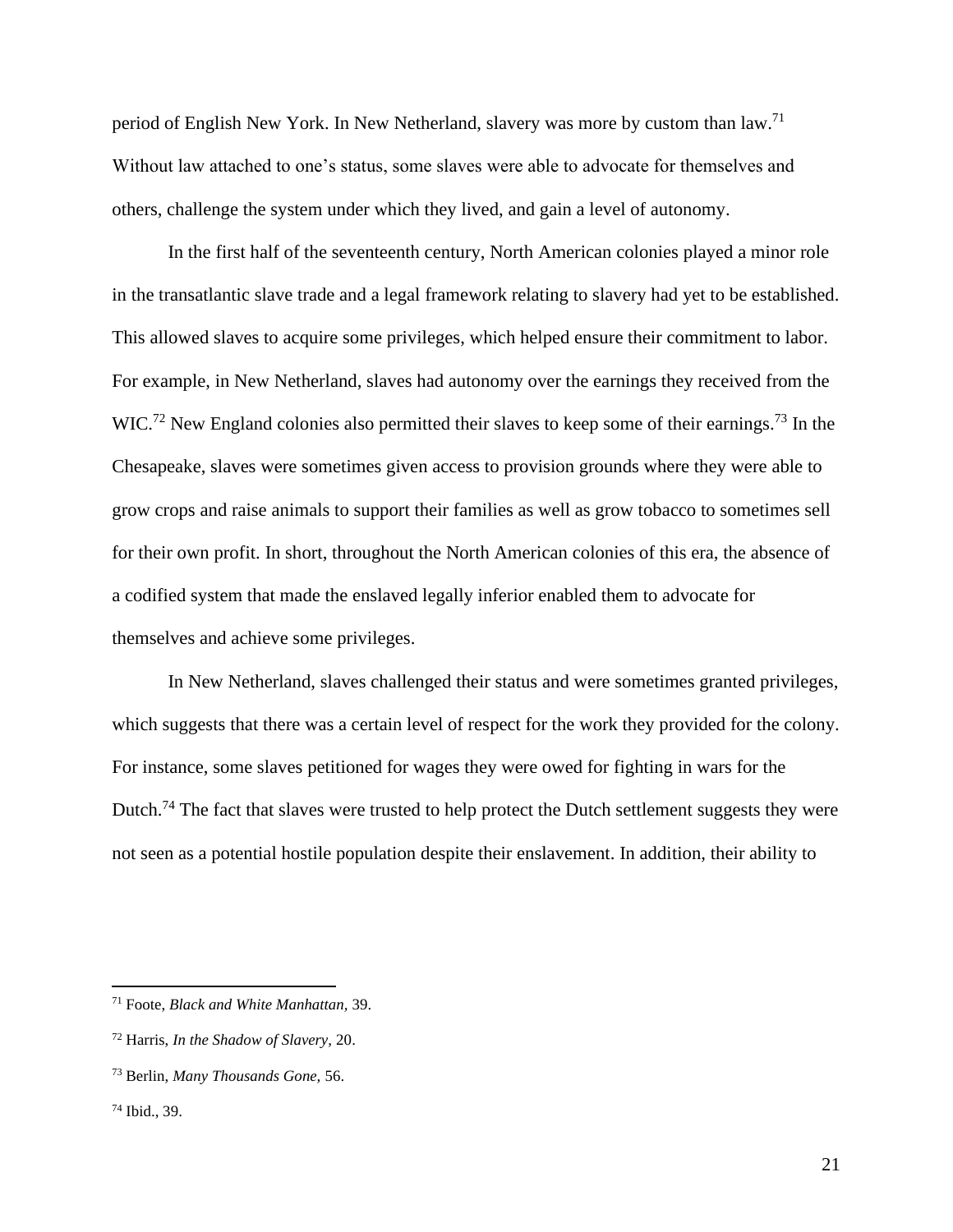period of English New York. In New Netherland, slavery was more by custom than law.[71] Without law attached to one's status, some slaves were able to advocate for themselves and others, challenge the system under which they lived, and gain a level of autonomy.

In the first half of the seventeenth century, North American colonies played a minor role in the transatlantic slave trade and a legal framework relating to slavery had yet to be established. This allowed slaves to acquire some privileges, which helped ensure their commitment to labor. For example, in New Netherland, slaves had autonomy over the earnings they received from the WIC.[72] New England colonies also permitted their slaves to keep some of their earnings.[73] In the Chesapeake, slaves were sometimes given access to provision grounds where they were able to grow crops and raise animals to support their families as well as grow tobacco to sometimes sell for their own profit. In short, throughout the North American colonies of this era, the absence of a codified system that made the enslaved legally inferior enabled them to advocate for themselves and achieve some privileges.

In New Netherland, slaves challenged their status and were sometimes granted privileges, which suggests that there was a certain level of respect for the work they provided for the colony. For instance, some slaves petitioned for wages they were owed for fighting in wars for the Dutch.[74] The fact that slaves were trusted to help protect the Dutch settlement suggests they were not seen as a potential hostile population despite their enslavement. In addition, their ability to

---

[71] Foote, *Black and White Manhattan,* 39.

[72] Harris, *In the Shadow of Slavery,* 20.

[73] Berlin, *Many Thousands Gone,* 56.

[74] Ibid., 39.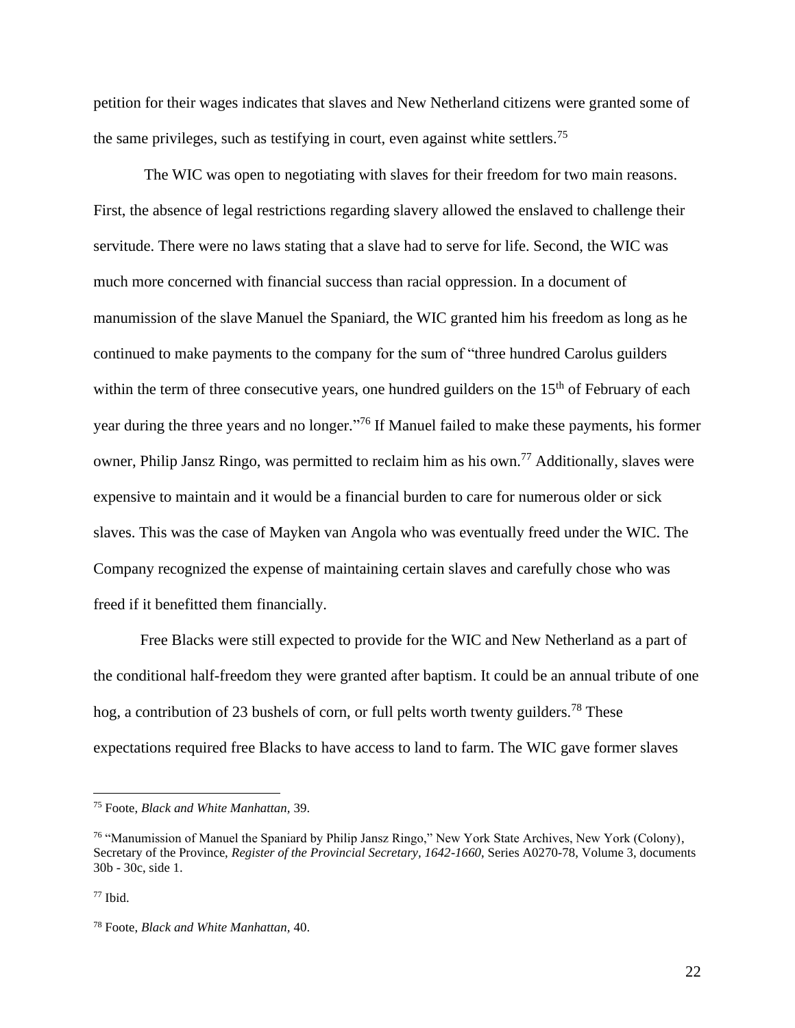petition for their wages indicates that slaves and New Netherland citizens were granted some of the same privileges, such as testifying in court, even against white settlers.[75]

The WIC was open to negotiating with slaves for their freedom for two main reasons. First, the absence of legal restrictions regarding slavery allowed the enslaved to challenge their servitude. There were no laws stating that a slave had to serve for life. Second, the WIC was much more concerned with financial success than racial oppression. In a document of manumission of the slave Manuel the Spaniard, the WIC granted him his freedom as long as he continued to make payments to the company for the sum of "three hundred Carolus guilders within the term of three consecutive years, one hundred guilders on the 15th of February of each year during the three years and no longer."[76] If Manuel failed to make these payments, his former owner, Philip Jansz Ringo, was permitted to reclaim him as his own.[77] Additionally, slaves were expensive to maintain and it would be a financial burden to care for numerous older or sick slaves. This was the case of Mayken van Angola who was eventually freed under the WIC. The Company recognized the expense of maintaining certain slaves and carefully chose who was freed if it benefitted them financially.

Free Blacks were still expected to provide for the WIC and New Netherland as a part of the conditional half-freedom they were granted after baptism. It could be an annual tribute of one hog, a contribution of 23 bushels of corn, or full pelts worth twenty guilders.[78] These expectations required free Blacks to have access to land to farm. The WIC gave former slaves

---

[75] Foote, *Black and White Manhattan*, 39.

[76] "Manumission of Manuel the Spaniard by Philip Jansz Ringo," New York State Archives, New York (Colony), Secretary of the Province, *Register of the Provincial Secretary, 1642-1660*, Series A0270-78, Volume 3, documents 30b - 30c, side 1.

[77] Ibid.

[78] Foote, *Black and White Manhattan*, 40.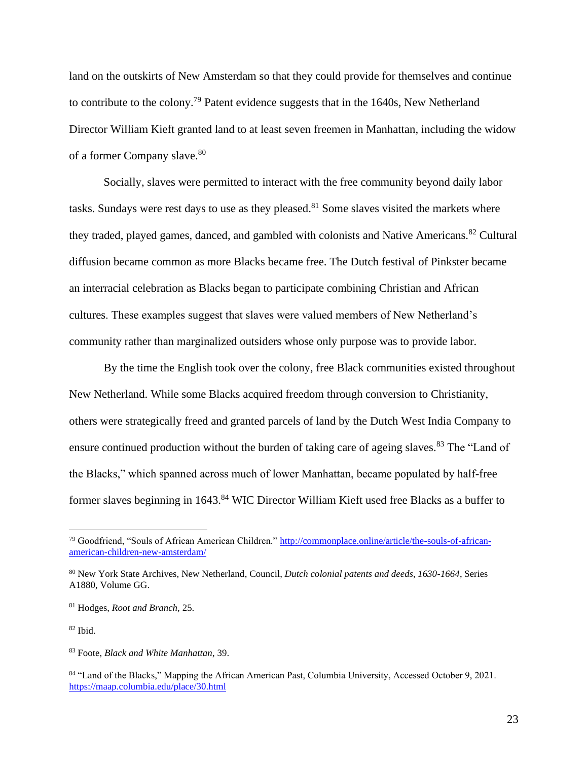land on the outskirts of New Amsterdam so that they could provide for themselves and continue to contribute to the colony.[79] Patent evidence suggests that in the 1640s, New Netherland Director William Kieft granted land to at least seven freemen in Manhattan, including the widow of a former Company slave.[80]

Socially, slaves were permitted to interact with the free community beyond daily labor tasks. Sundays were rest days to use as they pleased.[81] Some slaves visited the markets where they traded, played games, danced, and gambled with colonists and Native Americans.[82] Cultural diffusion became common as more Blacks became free. The Dutch festival of Pinkster became an interracial celebration as Blacks began to participate combining Christian and African cultures. These examples suggest that slaves were valued members of New Netherland's community rather than marginalized outsiders whose only purpose was to provide labor.

By the time the English took over the colony, free Black communities existed throughout New Netherland. While some Blacks acquired freedom through conversion to Christianity, others were strategically freed and granted parcels of land by the Dutch West India Company to ensure continued production without the burden of taking care of ageing slaves.[83] The "Land of the Blacks," which spanned across much of lower Manhattan, became populated by half-free former slaves beginning in 1643.[84] WIC Director William Kieft used free Blacks as a buffer to

---

[79] Goodfriend, "Souls of African American Children." http://commonplace.online/article/the-souls-of-african-american-children-new-amsterdam/

[80] New York State Archives, New Netherland, Council, *Dutch colonial patents and deeds, 1630-1664*, Series A1880, Volume GG.

[81] Hodges, *Root and Branch*, 25.

[82] Ibid.

[83] Foote, *Black and White Manhattan*, 39.

[84] "Land of the Blacks," Mapping the African American Past, Columbia University, Accessed October 9, 2021. https://maap.columbia.edu/place/30.html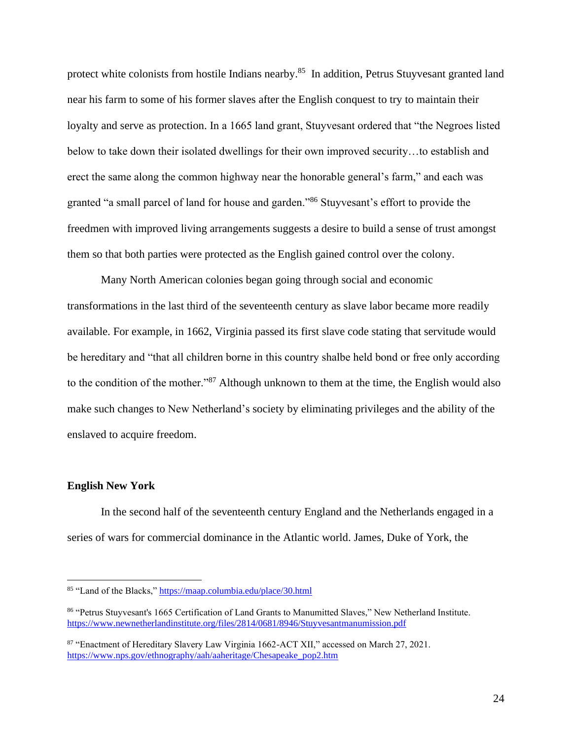protect white colonists from hostile Indians nearby.[85] In addition, Petrus Stuyvesant granted land near his farm to some of his former slaves after the English conquest to try to maintain their loyalty and serve as protection. In a 1665 land grant, Stuyvesant ordered that "the Negroes listed below to take down their isolated dwellings for their own improved security…to establish and erect the same along the common highway near the honorable general's farm," and each was granted "a small parcel of land for house and garden."[86] Stuyvesant's effort to provide the freedmen with improved living arrangements suggests a desire to build a sense of trust amongst them so that both parties were protected as the English gained control over the colony.

Many North American colonies began going through social and economic transformations in the last third of the seventeenth century as slave labor became more readily available. For example, in 1662, Virginia passed its first slave code stating that servitude would be hereditary and "that all children borne in this country shalbe held bond or free only according to the condition of the mother."[87] Although unknown to them at the time, the English would also make such changes to New Netherland's society by eliminating privileges and the ability of the enslaved to acquire freedom.

**English New York**

In the second half of the seventeenth century England and the Netherlands engaged in a series of wars for commercial dominance in the Atlantic world. James, Duke of York, the

---

[85] "Land of the Blacks," https://maap.columbia.edu/place/30.html

[86] "Petrus Stuyvesant's 1665 Certification of Land Grants to Manumitted Slaves," New Netherland Institute. https://www.newnetherlandinstitute.org/files/2814/0681/8946/Stuyvesantmanumission.pdf

[87] "Enactment of Hereditary Slavery Law Virginia 1662-ACT XII," accessed on March 27, 2021. https://www.nps.gov/ethnography/aah/aaheritage/Chesapeake_pop2.htm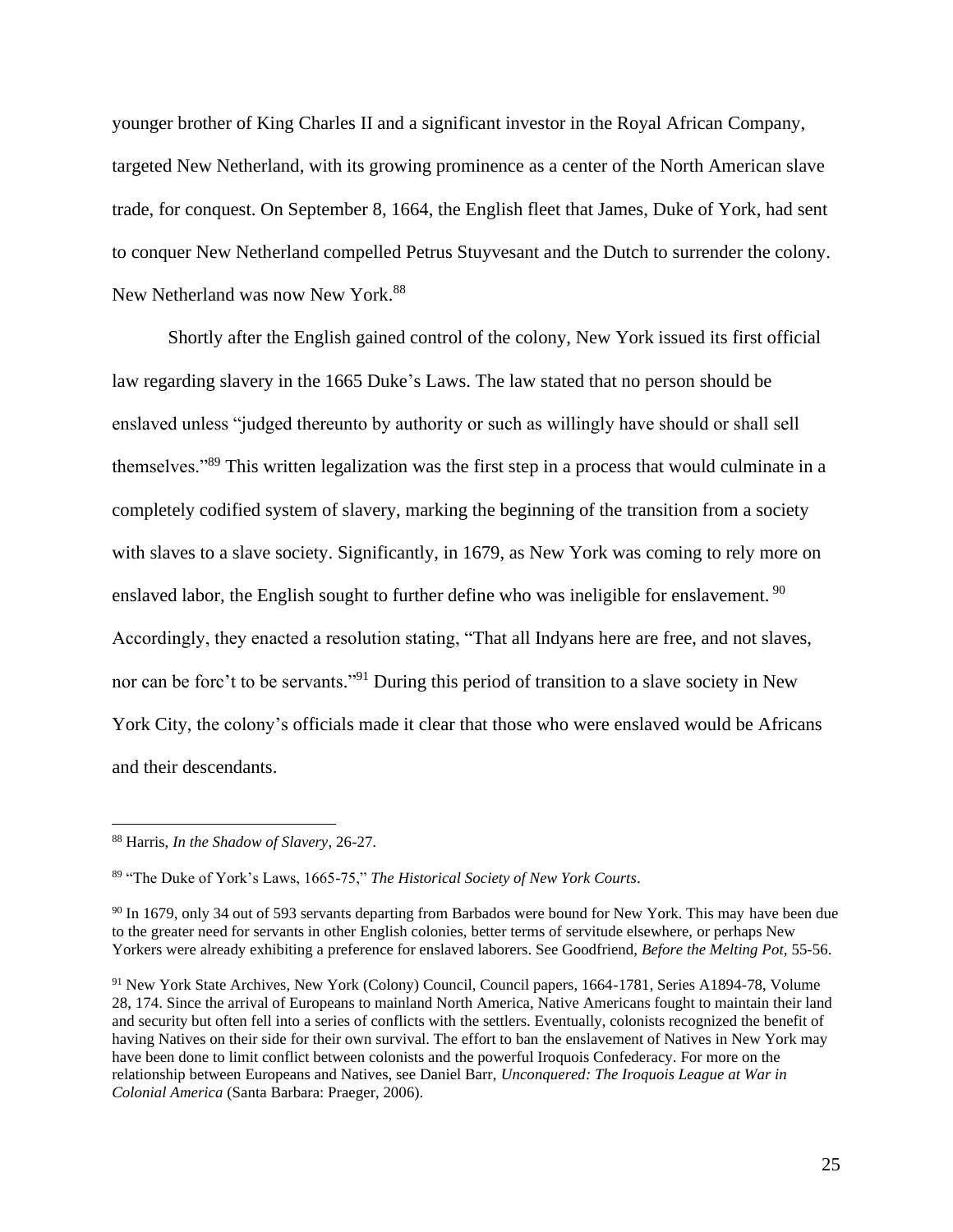younger brother of King Charles II and a significant investor in the Royal African Company, targeted New Netherland, with its growing prominence as a center of the North American slave trade, for conquest. On September 8, 1664, the English fleet that James, Duke of York, had sent to conquer New Netherland compelled Petrus Stuyvesant and the Dutch to surrender the colony. New Netherland was now New York.[88]

Shortly after the English gained control of the colony, New York issued its first official law regarding slavery in the 1665 Duke's Laws. The law stated that no person should be enslaved unless "judged thereunto by authority or such as willingly have should or shall sell themselves."[89] This written legalization was the first step in a process that would culminate in a completely codified system of slavery, marking the beginning of the transition from a society with slaves to a slave society. Significantly, in 1679, as New York was coming to rely more on enslaved labor, the English sought to further define who was ineligible for enslavement.[90] Accordingly, they enacted a resolution stating, "That all Indyans here are free, and not slaves, nor can be forc't to be servants."[91] During this period of transition to a slave society in New York City, the colony's officials made it clear that those who were enslaved would be Africans and their descendants.

---

[88] Harris, *In the Shadow of Slavery*, 26-27.

[89] "The Duke of York's Laws, 1665-75," *The Historical Society of New York Courts*.

[90] In 1679, only 34 out of 593 servants departing from Barbados were bound for New York. This may have been due to the greater need for servants in other English colonies, better terms of servitude elsewhere, or perhaps New Yorkers were already exhibiting a preference for enslaved laborers. See Goodfriend, *Before the Melting Pot*, 55-56.

[91] New York State Archives, New York (Colony) Council, Council papers, 1664-1781, Series A1894-78, Volume 28, 174. Since the arrival of Europeans to mainland North America, Native Americans fought to maintain their land and security but often fell into a series of conflicts with the settlers. Eventually, colonists recognized the benefit of having Natives on their side for their own survival. The effort to ban the enslavement of Natives in New York may have been done to limit conflict between colonists and the powerful Iroquois Confederacy. For more on the relationship between Europeans and Natives, see Daniel Barr, *Unconquered: The Iroquois League at War in Colonial America* (Santa Barbara: Praeger, 2006).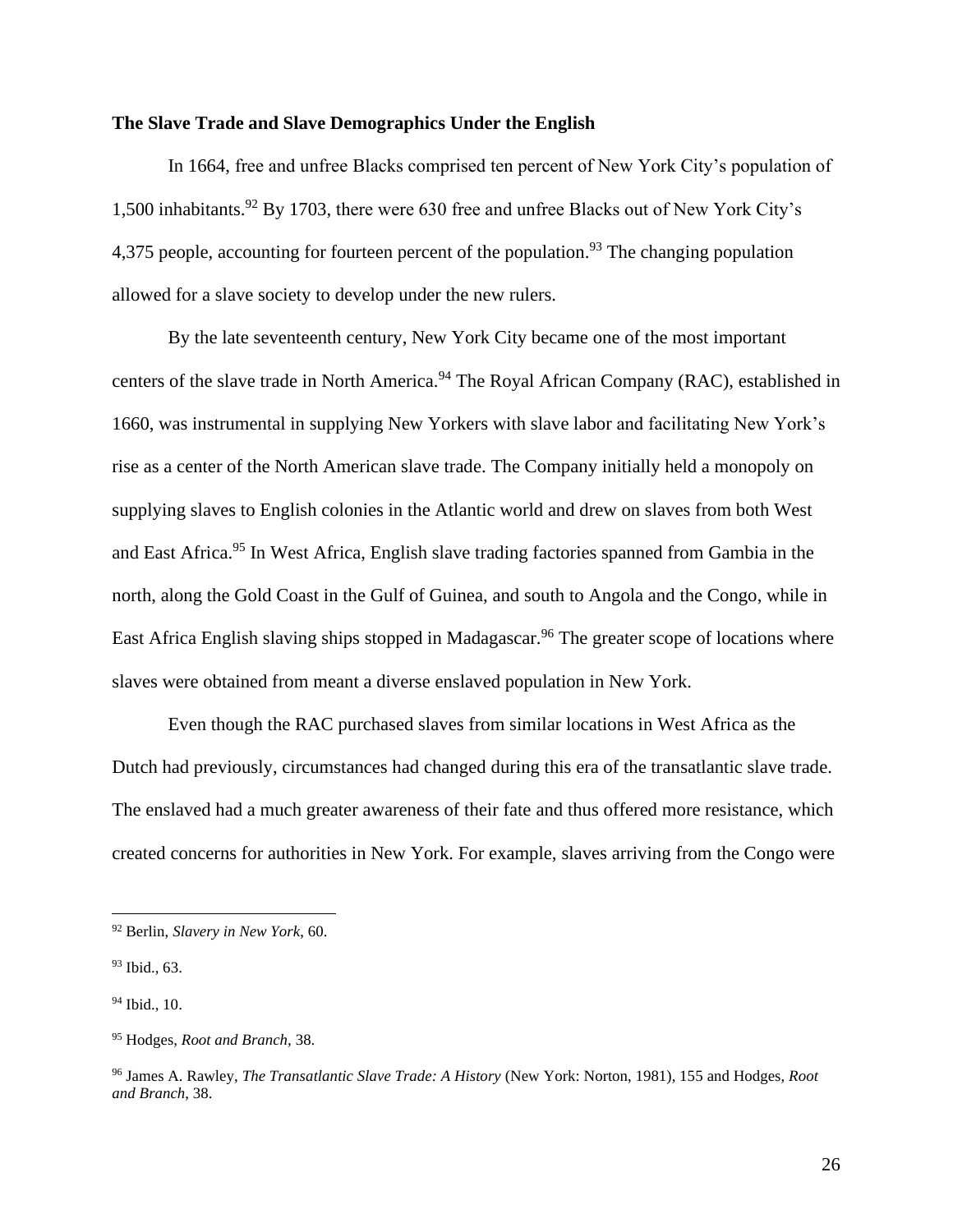**The Slave Trade and Slave Demographics Under the English**

In 1664, free and unfree Blacks comprised ten percent of New York City's population of 1,500 inhabitants.[92] By 1703, there were 630 free and unfree Blacks out of New York City's 4,375 people, accounting for fourteen percent of the population.[93] The changing population allowed for a slave society to develop under the new rulers.

By the late seventeenth century, New York City became one of the most important centers of the slave trade in North America.[94] The Royal African Company (RAC), established in 1660, was instrumental in supplying New Yorkers with slave labor and facilitating New York's rise as a center of the North American slave trade. The Company initially held a monopoly on supplying slaves to English colonies in the Atlantic world and drew on slaves from both West and East Africa.[95] In West Africa, English slave trading factories spanned from Gambia in the north, along the Gold Coast in the Gulf of Guinea, and south to Angola and the Congo, while in East Africa English slaving ships stopped in Madagascar.[96] The greater scope of locations where slaves were obtained from meant a diverse enslaved population in New York.

Even though the RAC purchased slaves from similar locations in West Africa as the Dutch had previously, circumstances had changed during this era of the transatlantic slave trade. The enslaved had a much greater awareness of their fate and thus offered more resistance, which created concerns for authorities in New York. For example, slaves arriving from the Congo were

---

[92] Berlin, *Slavery in New York*, 60.

[93] Ibid., 63.

[94] Ibid., 10.

[95] Hodges, *Root and Branch*, 38.

[96] James A. Rawley, *The Transatlantic Slave Trade: A History* (New York: Norton, 1981), 155 and Hodges, *Root and Branch*, 38.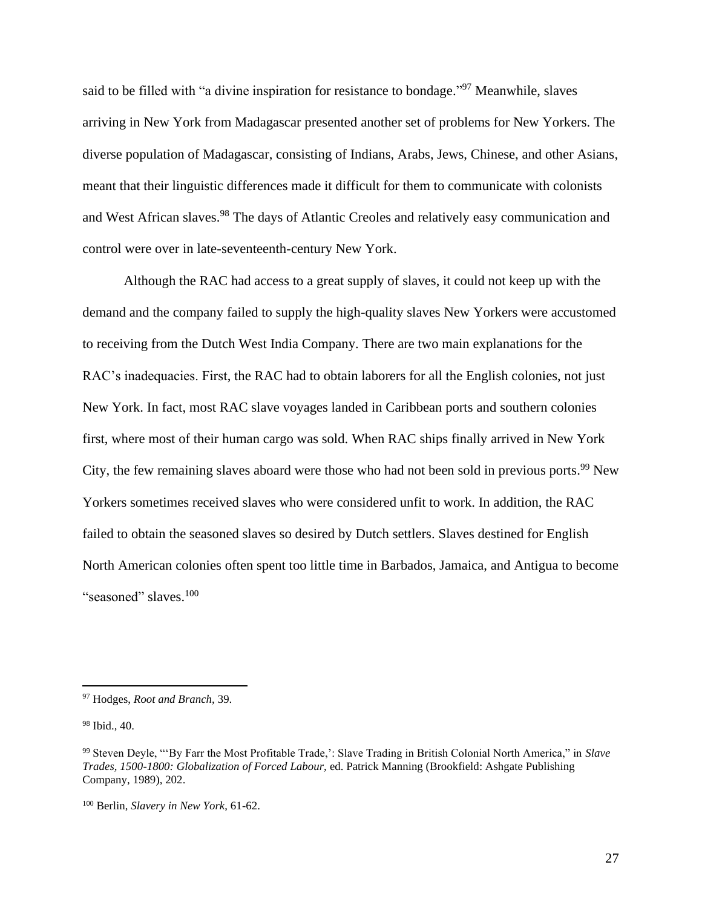said to be filled with "a divine inspiration for resistance to bondage."[97] Meanwhile, slaves arriving in New York from Madagascar presented another set of problems for New Yorkers. The diverse population of Madagascar, consisting of Indians, Arabs, Jews, Chinese, and other Asians, meant that their linguistic differences made it difficult for them to communicate with colonists and West African slaves.[98] The days of Atlantic Creoles and relatively easy communication and control were over in late-seventeenth-century New York.

Although the RAC had access to a great supply of slaves, it could not keep up with the demand and the company failed to supply the high-quality slaves New Yorkers were accustomed to receiving from the Dutch West India Company. There are two main explanations for the RAC's inadequacies. First, the RAC had to obtain laborers for all the English colonies, not just New York. In fact, most RAC slave voyages landed in Caribbean ports and southern colonies first, where most of their human cargo was sold. When RAC ships finally arrived in New York City, the few remaining slaves aboard were those who had not been sold in previous ports.[99] New Yorkers sometimes received slaves who were considered unfit to work. In addition, the RAC failed to obtain the seasoned slaves so desired by Dutch settlers. Slaves destined for English North American colonies often spent too little time in Barbados, Jamaica, and Antigua to become "seasoned" slaves.[100]

---

[97] Hodges, *Root and Branch*, 39.

[98] Ibid., 40.

[99] Steven Deyle, "'By Farr the Most Profitable Trade,': Slave Trading in British Colonial North America," in *Slave Trades, 1500-1800: Globalization of Forced Labour,* ed. Patrick Manning (Brookfield: Ashgate Publishing Company, 1989), 202.

[100] Berlin, *Slavery in New York*, 61-62.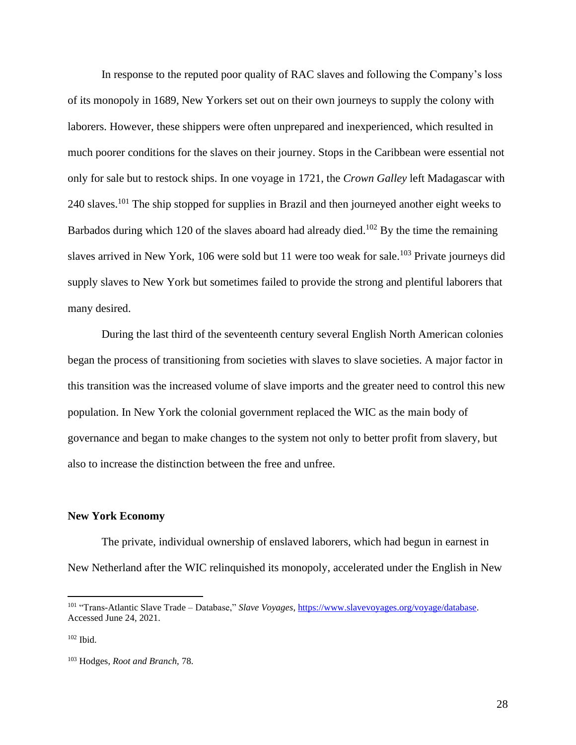In response to the reputed poor quality of RAC slaves and following the Company's loss of its monopoly in 1689, New Yorkers set out on their own journeys to supply the colony with laborers. However, these shippers were often unprepared and inexperienced, which resulted in much poorer conditions for the slaves on their journey. Stops in the Caribbean were essential not only for sale but to restock ships. In one voyage in 1721, the *Crown Galley* left Madagascar with 240 slaves.[101] The ship stopped for supplies in Brazil and then journeyed another eight weeks to Barbados during which 120 of the slaves aboard had already died.[102] By the time the remaining slaves arrived in New York, 106 were sold but 11 were too weak for sale.[103] Private journeys did supply slaves to New York but sometimes failed to provide the strong and plentiful laborers that many desired.

During the last third of the seventeenth century several English North American colonies began the process of transitioning from societies with slaves to slave societies. A major factor in this transition was the increased volume of slave imports and the greater need to control this new population. In New York the colonial government replaced the WIC as the main body of governance and began to make changes to the system not only to better profit from slavery, but also to increase the distinction between the free and unfree.

**New York Economy**

The private, individual ownership of enslaved laborers, which had begun in earnest in New Netherland after the WIC relinquished its monopoly, accelerated under the English in New

---

[101] "Trans-Atlantic Slave Trade – Database," *Slave Voyages*, https://www.slavevoyages.org/voyage/database. Accessed June 24, 2021.

[102] Ibid.

[103] Hodges, *Root and Branch*, 78.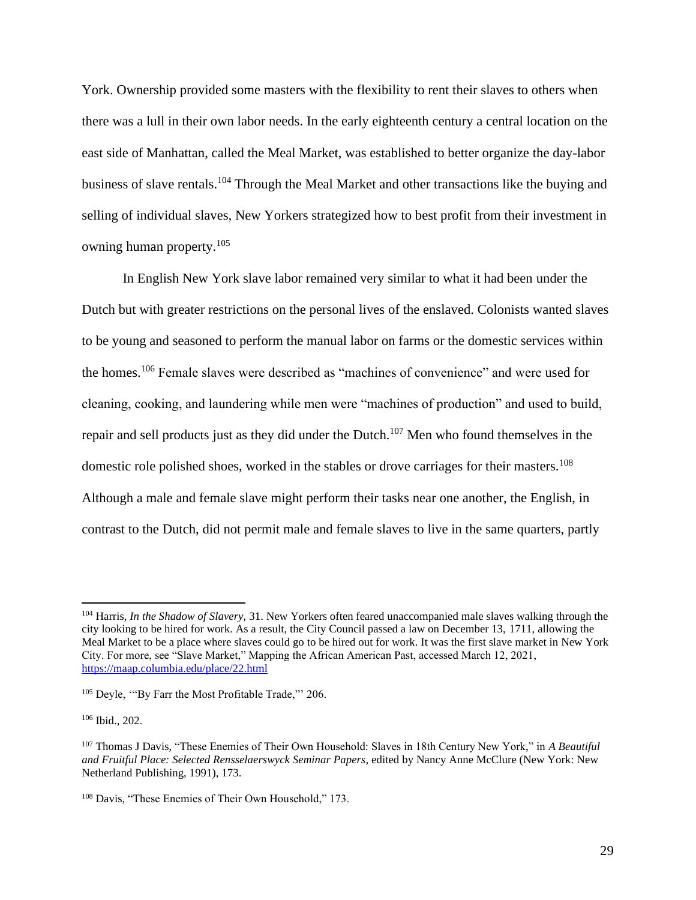York. Ownership provided some masters with the flexibility to rent their slaves to others when there was a lull in their own labor needs. In the early eighteenth century a central location on the east side of Manhattan, called the Meal Market, was established to better organize the day-labor business of slave rentals.[104] Through the Meal Market and other transactions like the buying and selling of individual slaves, New Yorkers strategized how to best profit from their investment in owning human property.[105]

In English New York slave labor remained very similar to what it had been under the Dutch but with greater restrictions on the personal lives of the enslaved. Colonists wanted slaves to be young and seasoned to perform the manual labor on farms or the domestic services within the homes.[106] Female slaves were described as "machines of convenience" and were used for cleaning, cooking, and laundering while men were "machines of production" and used to build, repair and sell products just as they did under the Dutch.[107] Men who found themselves in the domestic role polished shoes, worked in the stables or drove carriages for their masters.[108] Although a male and female slave might perform their tasks near one another, the English, in contrast to the Dutch, did not permit male and female slaves to live in the same quarters, partly

---

[104] Harris, *In the Shadow of Slavery,* 31. New Yorkers often feared unaccompanied male slaves walking through the city looking to be hired for work. As a result, the City Council passed a law on December 13, 1711, allowing the Meal Market to be a place where slaves could go to be hired out for work. It was the first slave market in New York City. For more, see "Slave Market," Mapping the African American Past, accessed March 12, 2021, https://maap.columbia.edu/place/22.html

[105] Deyle, "'By Farr the Most Profitable Trade,"' 206.

[106] Ibid., 202.

[107] Thomas J Davis, "These Enemies of Their Own Household: Slaves in 18th Century New York," in *A Beautiful and Fruitful Place: Selected Rensselaerswyck Seminar Papers*, edited by Nancy Anne McClure (New York: New Netherland Publishing, 1991), 173.

[108] Davis, "These Enemies of Their Own Household," 173.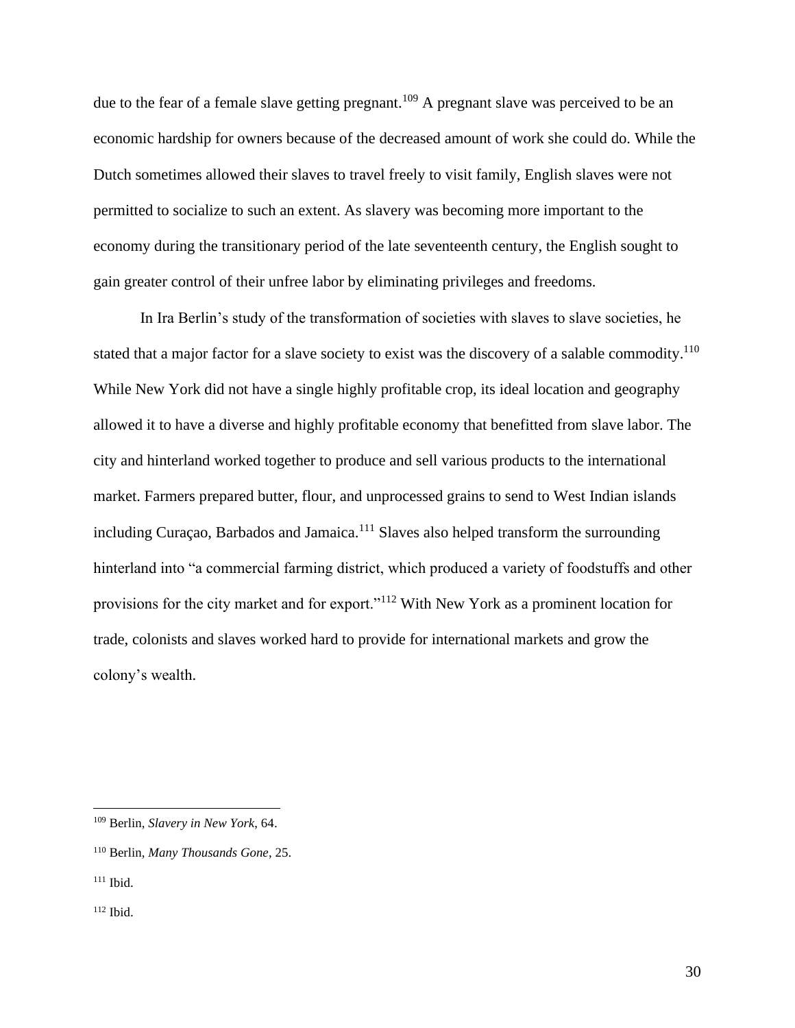due to the fear of a female slave getting pregnant.[109] A pregnant slave was perceived to be an economic hardship for owners because of the decreased amount of work she could do. While the Dutch sometimes allowed their slaves to travel freely to visit family, English slaves were not permitted to socialize to such an extent. As slavery was becoming more important to the economy during the transitionary period of the late seventeenth century, the English sought to gain greater control of their unfree labor by eliminating privileges and freedoms.

In Ira Berlin's study of the transformation of societies with slaves to slave societies, he stated that a major factor for a slave society to exist was the discovery of a salable commodity.[110] While New York did not have a single highly profitable crop, its ideal location and geography allowed it to have a diverse and highly profitable economy that benefitted from slave labor. The city and hinterland worked together to produce and sell various products to the international market. Farmers prepared butter, flour, and unprocessed grains to send to West Indian islands including Curaçao, Barbados and Jamaica.[111] Slaves also helped transform the surrounding hinterland into "a commercial farming district, which produced a variety of foodstuffs and other provisions for the city market and for export."[112] With New York as a prominent location for trade, colonists and slaves worked hard to provide for international markets and grow the colony's wealth.

---

[109] Berlin, *Slavery in New York*, 64.

[110] Berlin, *Many Thousands Gone*, 25.

[111] Ibid.

[112] Ibid.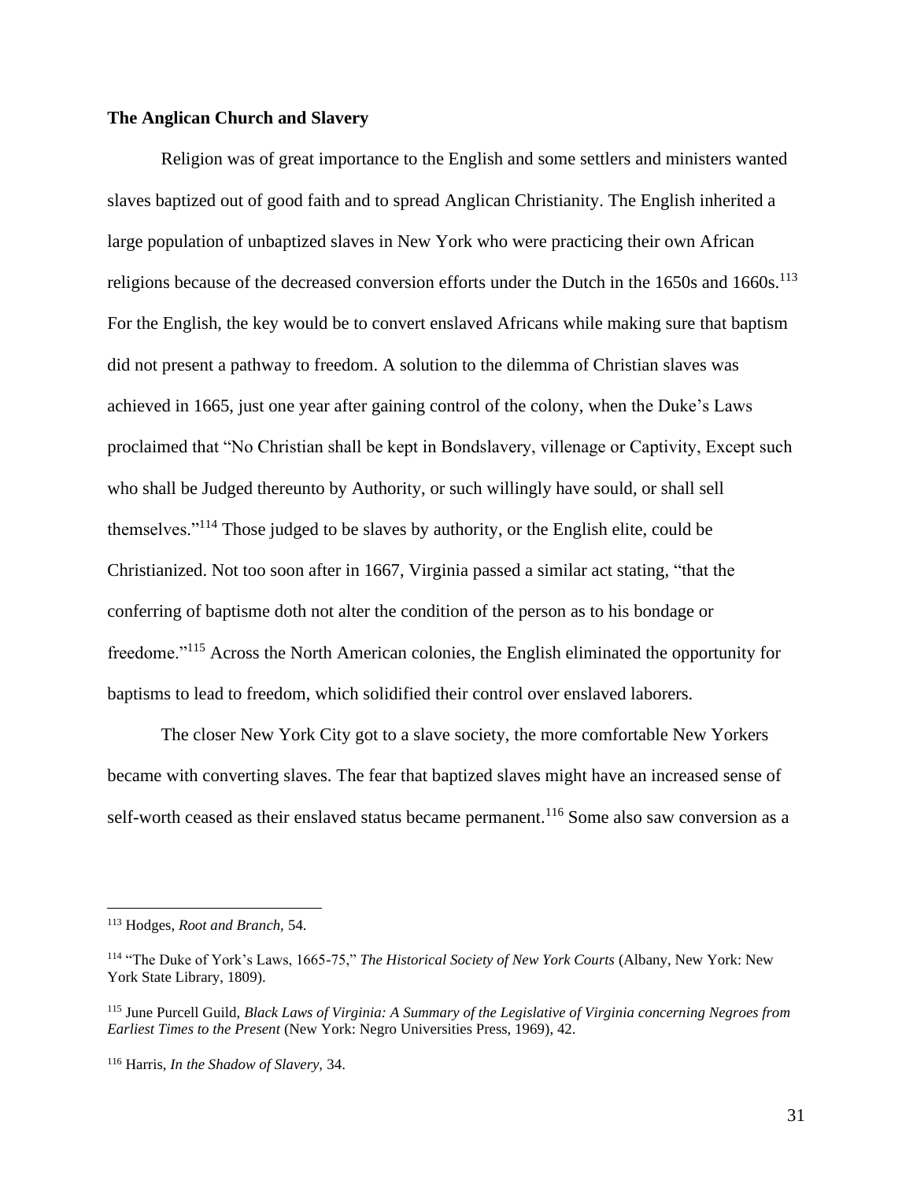### The Anglican Church and Slavery

Religion was of great importance to the English and some settlers and ministers wanted slaves baptized out of good faith and to spread Anglican Christianity. The English inherited a large population of unbaptized slaves in New York who were practicing their own African religions because of the decreased conversion efforts under the Dutch in the 1650s and 1660s.[113] For the English, the key would be to convert enslaved Africans while making sure that baptism did not present a pathway to freedom. A solution to the dilemma of Christian slaves was achieved in 1665, just one year after gaining control of the colony, when the Duke's Laws proclaimed that "No Christian shall be kept in Bondslavery, villenage or Captivity, Except such who shall be Judged thereunto by Authority, or such willingly have sould, or shall sell themselves."[114] Those judged to be slaves by authority, or the English elite, could be Christianized. Not too soon after in 1667, Virginia passed a similar act stating, "that the conferring of baptisme doth not alter the condition of the person as to his bondage or freedome."[115] Across the North American colonies, the English eliminated the opportunity for baptisms to lead to freedom, which solidified their control over enslaved laborers.

The closer New York City got to a slave society, the more comfortable New Yorkers became with converting slaves. The fear that baptized slaves might have an increased sense of self-worth ceased as their enslaved status became permanent.[116] Some also saw conversion as a

---

[113] Hodges, *Root and Branch,* 54.

[114] "The Duke of York's Laws, 1665-75," *The Historical Society of New York Courts* (Albany, New York: New York State Library, 1809).

[115] June Purcell Guild, *Black Laws of Virginia: A Summary of the Legislative of Virginia concerning Negroes from Earliest Times to the Present* (New York: Negro Universities Press, 1969), 42.

[116] Harris, *In the Shadow of Slavery,* 34.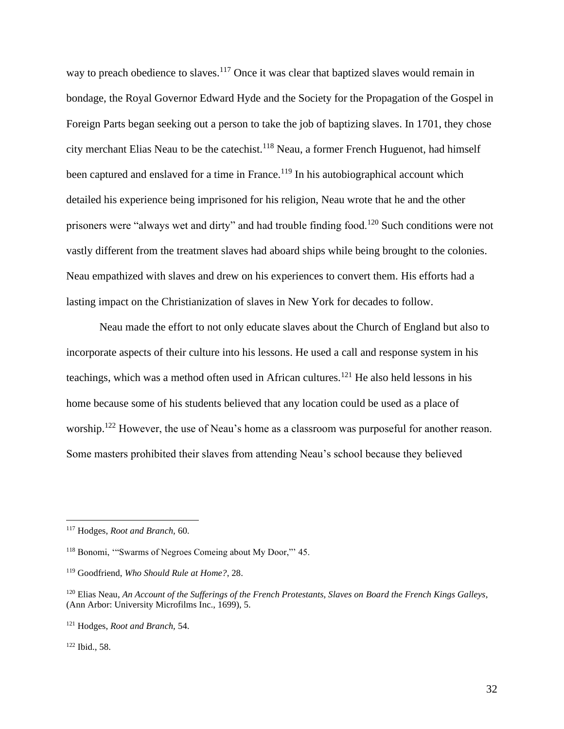way to preach obedience to slaves.[117] Once it was clear that baptized slaves would remain in bondage, the Royal Governor Edward Hyde and the Society for the Propagation of the Gospel in Foreign Parts began seeking out a person to take the job of baptizing slaves. In 1701, they chose city merchant Elias Neau to be the catechist.[118] Neau, a former French Huguenot, had himself been captured and enslaved for a time in France.[119] In his autobiographical account which detailed his experience being imprisoned for his religion, Neau wrote that he and the other prisoners were "always wet and dirty" and had trouble finding food.[120] Such conditions were not vastly different from the treatment slaves had aboard ships while being brought to the colonies. Neau empathized with slaves and drew on his experiences to convert them. His efforts had a lasting impact on the Christianization of slaves in New York for decades to follow.

Neau made the effort to not only educate slaves about the Church of England but also to incorporate aspects of their culture into his lessons. He used a call and response system in his teachings, which was a method often used in African cultures.[121] He also held lessons in his home because some of his students believed that any location could be used as a place of worship.[122] However, the use of Neau's home as a classroom was purposeful for another reason. Some masters prohibited their slaves from attending Neau's school because they believed

---

[117] Hodges, *Root and Branch,* 60.

[118] Bonomi, '"Swarms of Negroes Comeing about My Door,"' 45.

[119] Goodfriend, *Who Should Rule at Home?*, 28.

[120] Elias Neau, *An Account of the Sufferings of the French Protestants, Slaves on Board the French Kings Galleys*, (Ann Arbor: University Microfilms Inc., 1699), 5.

[121] Hodges, *Root and Branch,* 54.

[122] Ibid., 58.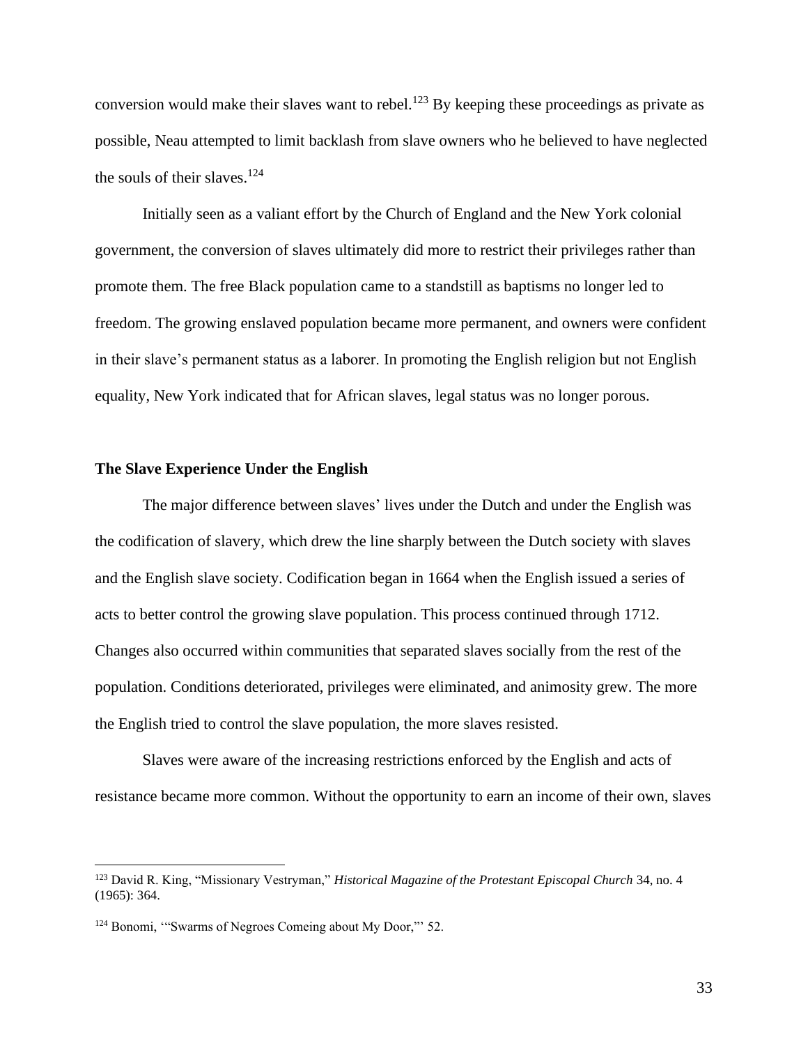conversion would make their slaves want to rebel.[123] By keeping these proceedings as private as possible, Neau attempted to limit backlash from slave owners who he believed to have neglected the souls of their slaves.[124]

Initially seen as a valiant effort by the Church of England and the New York colonial government, the conversion of slaves ultimately did more to restrict their privileges rather than promote them. The free Black population came to a standstill as baptisms no longer led to freedom. The growing enslaved population became more permanent, and owners were confident in their slave's permanent status as a laborer. In promoting the English religion but not English equality, New York indicated that for African slaves, legal status was no longer porous.

### The Slave Experience Under the English

The major difference between slaves' lives under the Dutch and under the English was the codification of slavery, which drew the line sharply between the Dutch society with slaves and the English slave society. Codification began in 1664 when the English issued a series of acts to better control the growing slave population. This process continued through 1712. Changes also occurred within communities that separated slaves socially from the rest of the population. Conditions deteriorated, privileges were eliminated, and animosity grew. The more the English tried to control the slave population, the more slaves resisted.

Slaves were aware of the increasing restrictions enforced by the English and acts of resistance became more common. Without the opportunity to earn an income of their own, slaves

---

[123] David R. King, "Missionary Vestryman," *Historical Magazine of the Protestant Episcopal Church* 34, no. 4 (1965): 364.

[124] Bonomi, '"Swarms of Negroes Comeing about My Door,"' 52.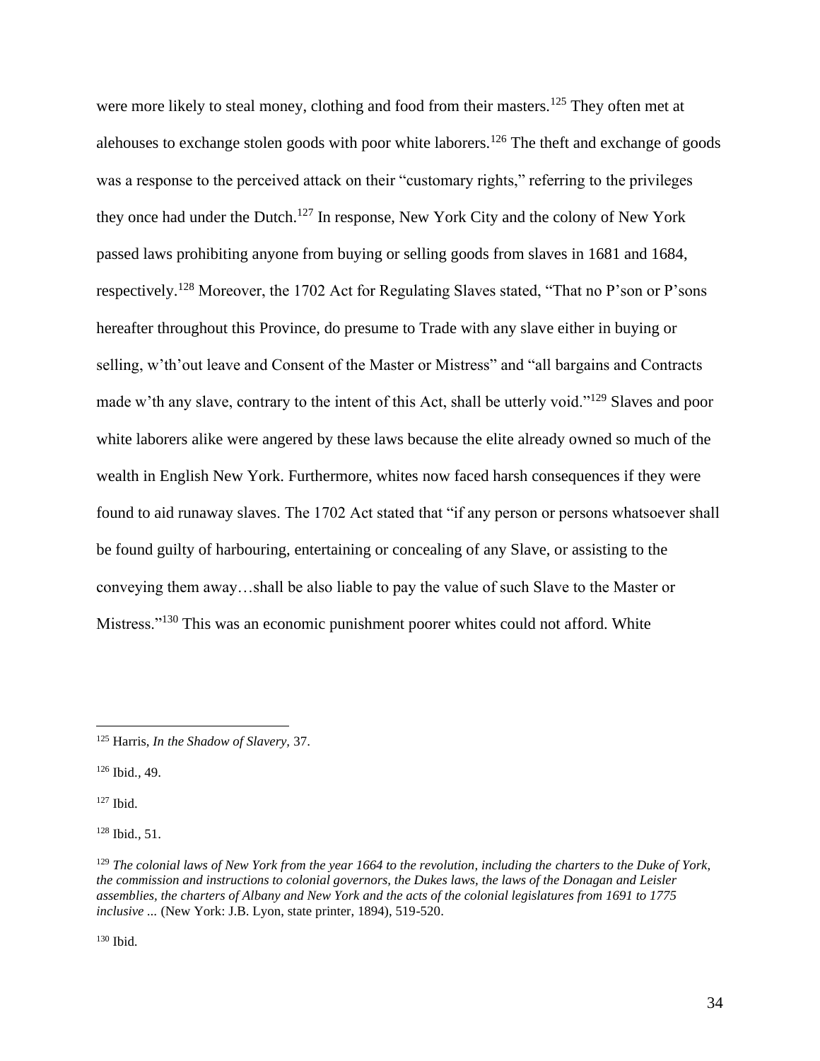were more likely to steal money, clothing and food from their masters.[125] They often met at alehouses to exchange stolen goods with poor white laborers.[126] The theft and exchange of goods was a response to the perceived attack on their "customary rights," referring to the privileges they once had under the Dutch.[127] In response, New York City and the colony of New York passed laws prohibiting anyone from buying or selling goods from slaves in 1681 and 1684, respectively.[128] Moreover, the 1702 Act for Regulating Slaves stated, "That no P'son or P'sons hereafter throughout this Province, do presume to Trade with any slave either in buying or selling, w'th'out leave and Consent of the Master or Mistress" and "all bargains and Contracts made w'th any slave, contrary to the intent of this Act, shall be utterly void."[129] Slaves and poor white laborers alike were angered by these laws because the elite already owned so much of the wealth in English New York. Furthermore, whites now faced harsh consequences if they were found to aid runaway slaves. The 1702 Act stated that "if any person or persons whatsoever shall be found guilty of harbouring, entertaining or concealing of any Slave, or assisting to the conveying them away…shall be also liable to pay the value of such Slave to the Master or Mistress."[130] This was an economic punishment poorer whites could not afford. White

---

[125] Harris, *In the Shadow of Slavery,* 37.

[126] Ibid., 49.

[127] Ibid.

[128] Ibid., 51.

[129] *The colonial laws of New York from the year 1664 to the revolution, including the charters to the Duke of York, the commission and instructions to colonial governors, the Dukes laws, the laws of the Donagan and Leisler assemblies, the charters of Albany and New York and the acts of the colonial legislatures from 1691 to 1775 inclusive ...* (New York: J.B. Lyon, state printer, 1894), 519-520.

[130] Ibid.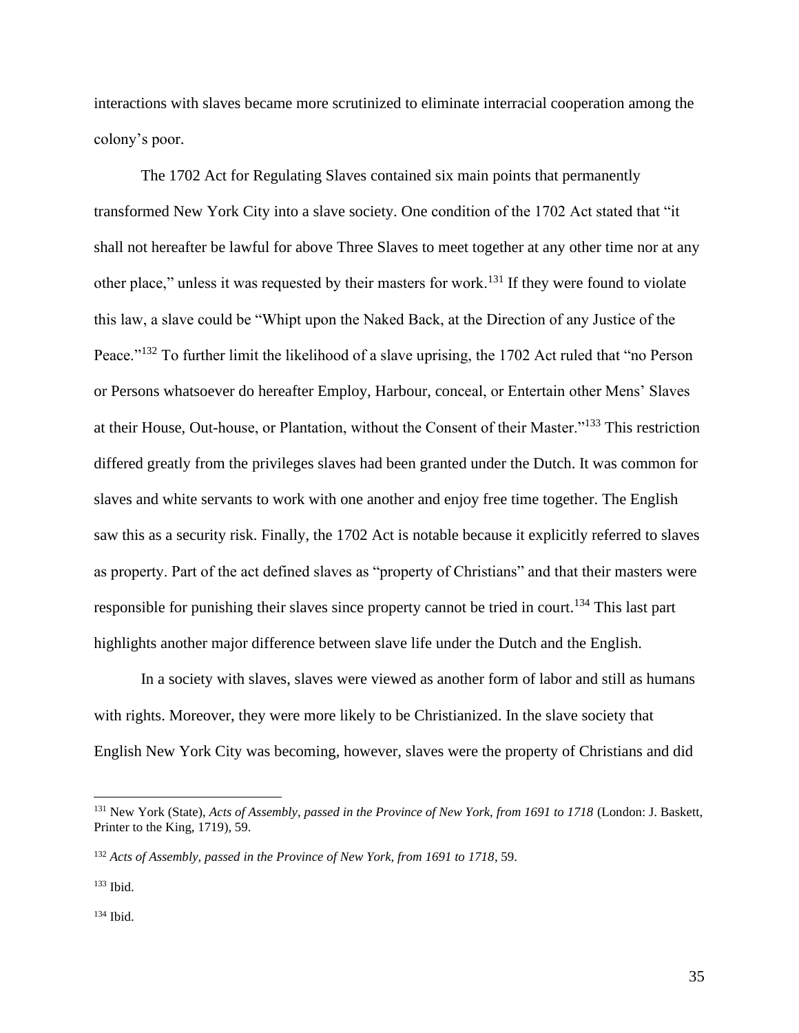interactions with slaves became more scrutinized to eliminate interracial cooperation among the colony's poor.

The 1702 Act for Regulating Slaves contained six main points that permanently transformed New York City into a slave society. One condition of the 1702 Act stated that "it shall not hereafter be lawful for above Three Slaves to meet together at any other time nor at any other place," unless it was requested by their masters for work.[131] If they were found to violate this law, a slave could be "Whipt upon the Naked Back, at the Direction of any Justice of the Peace."[132] To further limit the likelihood of a slave uprising, the 1702 Act ruled that "no Person or Persons whatsoever do hereafter Employ, Harbour, conceal, or Entertain other Mens' Slaves at their House, Out-house, or Plantation, without the Consent of their Master."[133] This restriction differed greatly from the privileges slaves had been granted under the Dutch. It was common for slaves and white servants to work with one another and enjoy free time together. The English saw this as a security risk. Finally, the 1702 Act is notable because it explicitly referred to slaves as property. Part of the act defined slaves as "property of Christians" and that their masters were responsible for punishing their slaves since property cannot be tried in court.[134] This last part highlights another major difference between slave life under the Dutch and the English.

In a society with slaves, slaves were viewed as another form of labor and still as humans with rights. Moreover, they were more likely to be Christianized. In the slave society that English New York City was becoming, however, slaves were the property of Christians and did

---

[131] New York (State), *Acts of Assembly, passed in the Province of New York, from 1691 to 1718* (London: J. Baskett, Printer to the King, 1719), 59.

[132] *Acts of Assembly, passed in the Province of New York, from 1691 to 1718*, 59.

[133] Ibid.

[134] Ibid.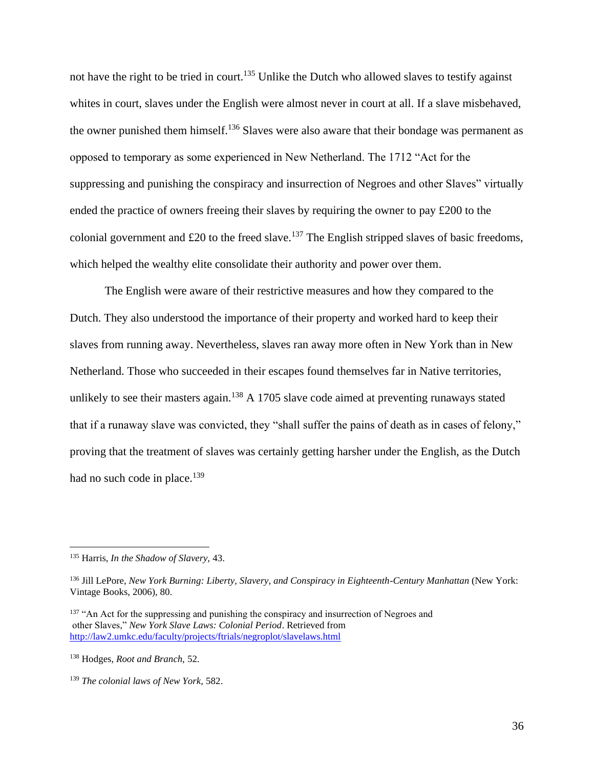not have the right to be tried in court.[135] Unlike the Dutch who allowed slaves to testify against whites in court, slaves under the English were almost never in court at all. If a slave misbehaved, the owner punished them himself.[136] Slaves were also aware that their bondage was permanent as opposed to temporary as some experienced in New Netherland. The 1712 "Act for the suppressing and punishing the conspiracy and insurrection of Negroes and other Slaves" virtually ended the practice of owners freeing their slaves by requiring the owner to pay £200 to the colonial government and £20 to the freed slave.[137] The English stripped slaves of basic freedoms, which helped the wealthy elite consolidate their authority and power over them.

The English were aware of their restrictive measures and how they compared to the Dutch. They also understood the importance of their property and worked hard to keep their slaves from running away. Nevertheless, slaves ran away more often in New York than in New Netherland. Those who succeeded in their escapes found themselves far in Native territories, unlikely to see their masters again.[138] A 1705 slave code aimed at preventing runaways stated that if a runaway slave was convicted, they "shall suffer the pains of death as in cases of felony," proving that the treatment of slaves was certainly getting harsher under the English, as the Dutch had no such code in place.[139]

---

[135] Harris, *In the Shadow of Slavery,* 43.

[136] Jill LePore, *New York Burning: Liberty, Slavery, and Conspiracy in Eighteenth-Century Manhattan* (New York: Vintage Books, 2006), 80.

[137] "An Act for the suppressing and punishing the conspiracy and insurrection of Negroes and other Slaves," *New York Slave Laws: Colonial Period*. Retrieved from http://law2.umkc.edu/faculty/projects/ftrials/negroplot/slavelaws.html

[138] Hodges, *Root and Branch,* 52.

[139] *The colonial laws of New York,* 582.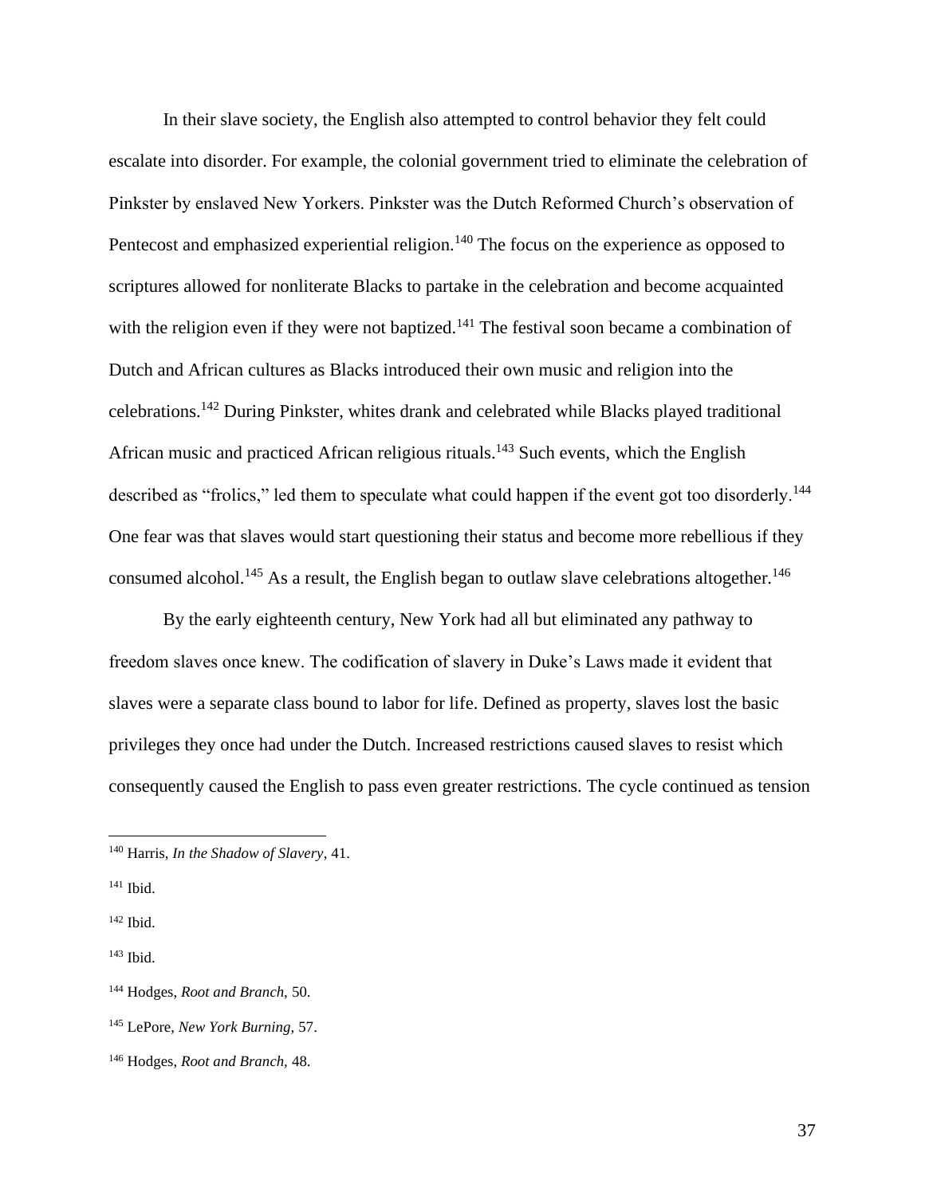In their slave society, the English also attempted to control behavior they felt could escalate into disorder. For example, the colonial government tried to eliminate the celebration of Pinkster by enslaved New Yorkers. Pinkster was the Dutch Reformed Church's observation of Pentecost and emphasized experiential religion.[140] The focus on the experience as opposed to scriptures allowed for nonliterate Blacks to partake in the celebration and become acquainted with the religion even if they were not baptized.[141] The festival soon became a combination of Dutch and African cultures as Blacks introduced their own music and religion into the celebrations.[142] During Pinkster, whites drank and celebrated while Blacks played traditional African music and practiced African religious rituals.[143] Such events, which the English described as "frolics," led them to speculate what could happen if the event got too disorderly.[144] One fear was that slaves would start questioning their status and become more rebellious if they consumed alcohol.[145] As a result, the English began to outlaw slave celebrations altogether.[146]

By the early eighteenth century, New York had all but eliminated any pathway to freedom slaves once knew. The codification of slavery in Duke's Laws made it evident that slaves were a separate class bound to labor for life. Defined as property, slaves lost the basic privileges they once had under the Dutch. Increased restrictions caused slaves to resist which consequently caused the English to pass even greater restrictions. The cycle continued as tension

---

[140] Harris, *In the Shadow of Slavery*, 41.

[141] Ibid.

[142] Ibid.

[143] Ibid.

[144] Hodges, *Root and Branch,* 50.

[145] LePore, *New York Burning,* 57.

[146] Hodges, *Root and Branch,* 48.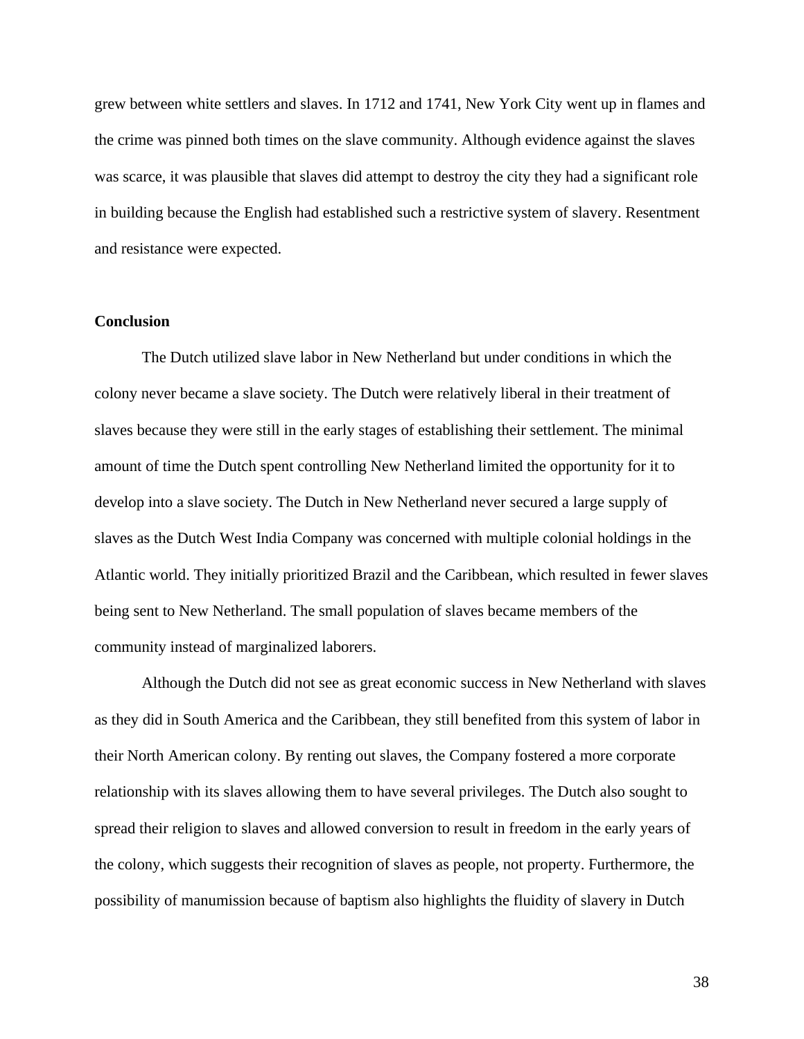grew between white settlers and slaves. In 1712 and 1741, New York City went up in flames and the crime was pinned both times on the slave community. Although evidence against the slaves was scarce, it was plausible that slaves did attempt to destroy the city they had a significant role in building because the English had established such a restrictive system of slavery. Resentment and resistance were expected.

**Conclusion**

The Dutch utilized slave labor in New Netherland but under conditions in which the colony never became a slave society. The Dutch were relatively liberal in their treatment of slaves because they were still in the early stages of establishing their settlement. The minimal amount of time the Dutch spent controlling New Netherland limited the opportunity for it to develop into a slave society. The Dutch in New Netherland never secured a large supply of slaves as the Dutch West India Company was concerned with multiple colonial holdings in the Atlantic world. They initially prioritized Brazil and the Caribbean, which resulted in fewer slaves being sent to New Netherland. The small population of slaves became members of the community instead of marginalized laborers.

Although the Dutch did not see as great economic success in New Netherland with slaves as they did in South America and the Caribbean, they still benefited from this system of labor in their North American colony. By renting out slaves, the Company fostered a more corporate relationship with its slaves allowing them to have several privileges. The Dutch also sought to spread their religion to slaves and allowed conversion to result in freedom in the early years of the colony, which suggests their recognition of slaves as people, not property. Furthermore, the possibility of manumission because of baptism also highlights the fluidity of slavery in Dutch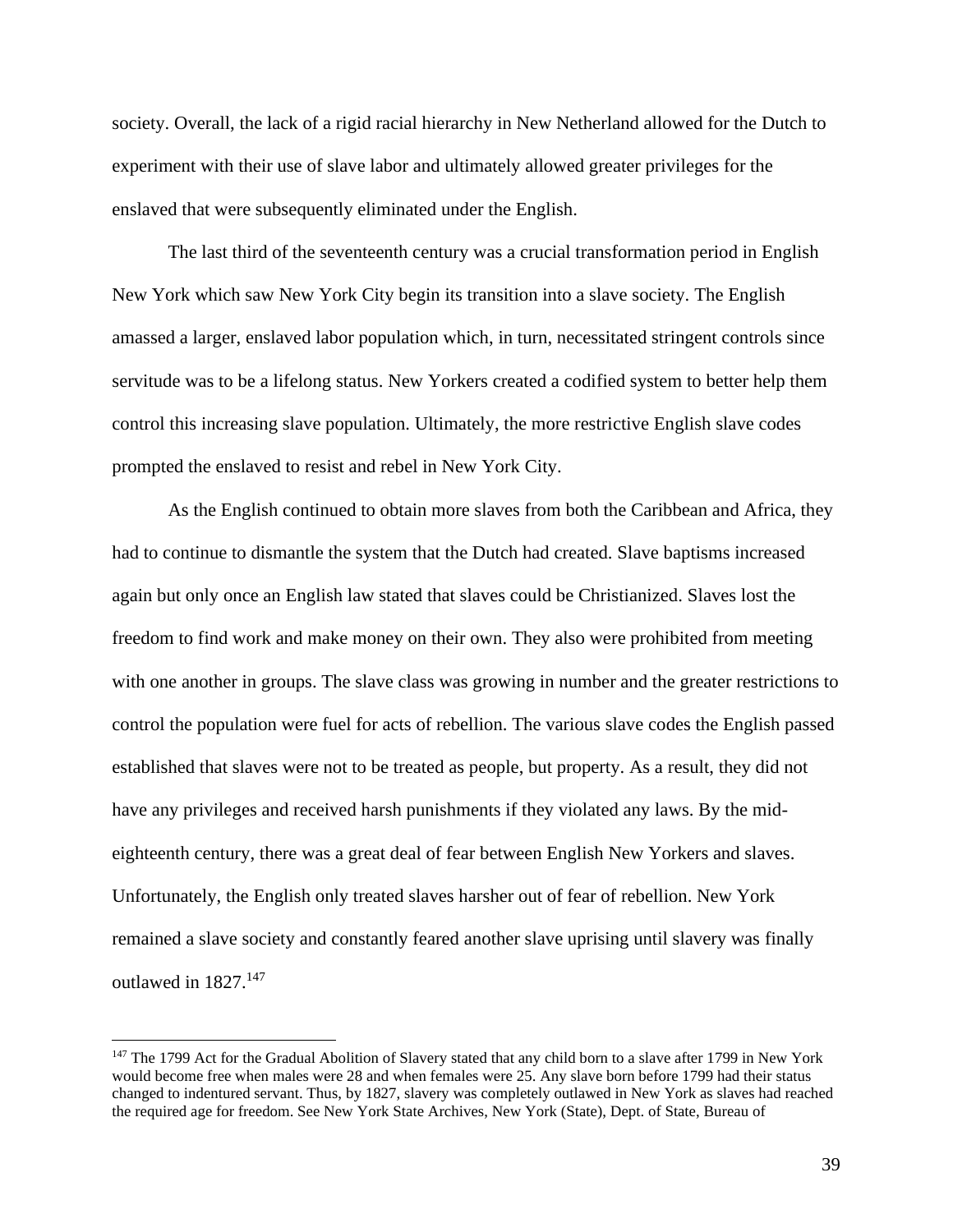society. Overall, the lack of a rigid racial hierarchy in New Netherland allowed for the Dutch to experiment with their use of slave labor and ultimately allowed greater privileges for the enslaved that were subsequently eliminated under the English.

The last third of the seventeenth century was a crucial transformation period in English New York which saw New York City begin its transition into a slave society. The English amassed a larger, enslaved labor population which, in turn, necessitated stringent controls since servitude was to be a lifelong status. New Yorkers created a codified system to better help them control this increasing slave population. Ultimately, the more restrictive English slave codes prompted the enslaved to resist and rebel in New York City.

As the English continued to obtain more slaves from both the Caribbean and Africa, they had to continue to dismantle the system that the Dutch had created. Slave baptisms increased again but only once an English law stated that slaves could be Christianized. Slaves lost the freedom to find work and make money on their own. They also were prohibited from meeting with one another in groups. The slave class was growing in number and the greater restrictions to control the population were fuel for acts of rebellion. The various slave codes the English passed established that slaves were not to be treated as people, but property. As a result, they did not have any privileges and received harsh punishments if they violated any laws. By the mid-eighteenth century, there was a great deal of fear between English New Yorkers and slaves. Unfortunately, the English only treated slaves harsher out of fear of rebellion. New York remained a slave society and constantly feared another slave uprising until slavery was finally outlawed in 1827.[147]

---

[147] The 1799 Act for the Gradual Abolition of Slavery stated that any child born to a slave after 1799 in New York would become free when males were 28 and when females were 25. Any slave born before 1799 had their status changed to indentured servant. Thus, by 1827, slavery was completely outlawed in New York as slaves had reached the required age for freedom. See New York State Archives, New York (State), Dept. of State, Bureau of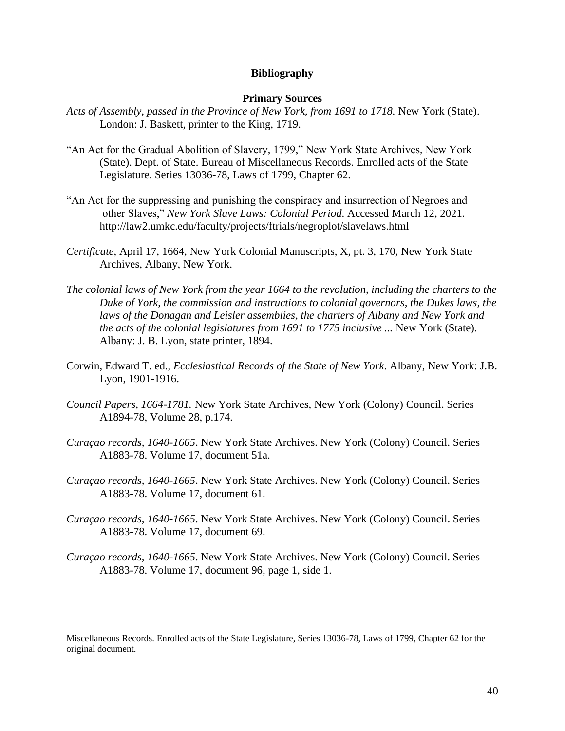## Bibliography

### Primary Sources

*Acts of Assembly, passed in the Province of New York, from 1691 to 1718.* New York (State). London: J. Baskett, printer to the King, 1719.

"An Act for the Gradual Abolition of Slavery, 1799," New York State Archives, New York (State). Dept. of State. Bureau of Miscellaneous Records. Enrolled acts of the State Legislature. Series 13036-78, Laws of 1799, Chapter 62.

"An Act for the suppressing and punishing the conspiracy and insurrection of Negroes and other Slaves," *New York Slave Laws: Colonial Period.* Accessed March 12, 2021. http://law2.umkc.edu/faculty/projects/ftrials/negroplot/slavelaws.html

*Certificate*, April 17, 1664, New York Colonial Manuscripts, X, pt. 3, 170, New York State Archives, Albany, New York.

*The colonial laws of New York from the year 1664 to the revolution, including the charters to the Duke of York, the commission and instructions to colonial governors, the Dukes laws, the laws of the Donagan and Leisler assemblies, the charters of Albany and New York and the acts of the colonial legislatures from 1691 to 1775 inclusive ...* New York (State). Albany: J. B. Lyon, state printer, 1894.

Corwin, Edward T. ed., *Ecclesiastical Records of the State of New York*. Albany, New York: J.B. Lyon, 1901-1916.

*Council Papers, 1664-1781.* New York State Archives, New York (Colony) Council. Series A1894-78, Volume 28, p.174.

*Curaçao records, 1640-1665*. New York State Archives. New York (Colony) Council. Series A1883-78. Volume 17, document 51a.

*Curaçao records, 1640-1665*. New York State Archives. New York (Colony) Council. Series A1883-78. Volume 17, document 61.

*Curaçao records, 1640-1665*. New York State Archives. New York (Colony) Council. Series A1883-78. Volume 17, document 69.

*Curaçao records, 1640-1665*. New York State Archives. New York (Colony) Council. Series A1883-78. Volume 17, document 96, page 1, side 1.

---

Miscellaneous Records. Enrolled acts of the State Legislature, Series 13036-78, Laws of 1799, Chapter 62 for the original document.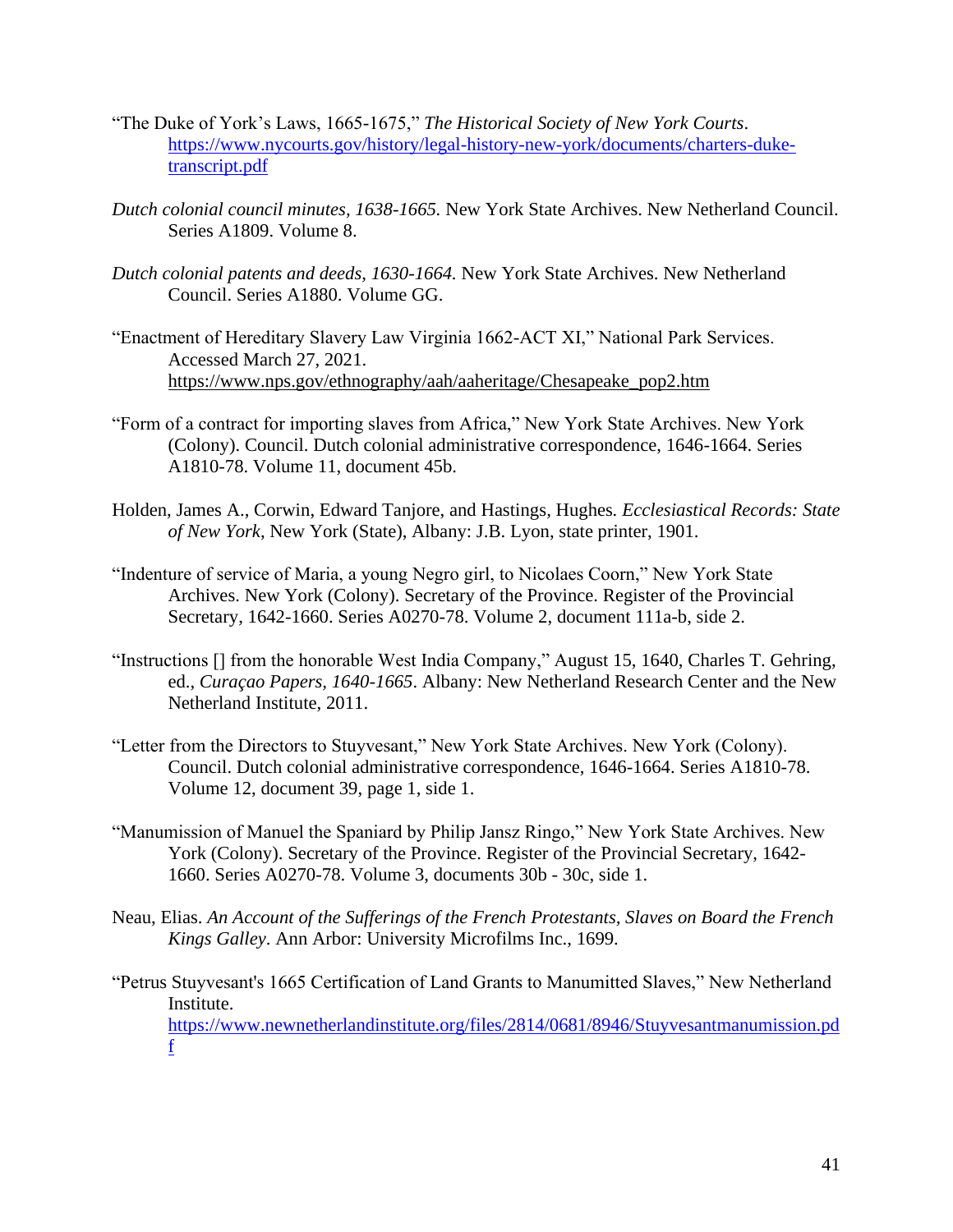"The Duke of York's Laws, 1665-1675," *The Historical Society of New York Courts*. https://www.nycourts.gov/history/legal-history-new-york/documents/charters-duke-transcript.pdf

*Dutch colonial council minutes, 1638-1665.* New York State Archives. New Netherland Council. Series A1809. Volume 8.

*Dutch colonial patents and deeds, 1630-1664.* New York State Archives. New Netherland Council. Series A1880. Volume GG.

"Enactment of Hereditary Slavery Law Virginia 1662-ACT XI," National Park Services. Accessed March 27, 2021. https://www.nps.gov/ethnography/aah/aaheritage/Chesapeake_pop2.htm

"Form of a contract for importing slaves from Africa," New York State Archives. New York (Colony). Council. Dutch colonial administrative correspondence, 1646-1664. Series A1810-78. Volume 11, document 45b.

Holden, James A., Corwin, Edward Tanjore, and Hastings, Hughes. *Ecclesiastical Records: State of New York*, New York (State), Albany: J.B. Lyon, state printer, 1901.

"Indenture of service of Maria, a young Negro girl, to Nicolaes Coorn," New York State Archives. New York (Colony). Secretary of the Province. Register of the Provincial Secretary, 1642-1660. Series A0270-78. Volume 2, document 111a-b, side 2.

"Instructions [] from the honorable West India Company," August 15, 1640, Charles T. Gehring, ed., *Curaçao Papers, 1640-1665*. Albany: New Netherland Research Center and the New Netherland Institute, 2011.

"Letter from the Directors to Stuyvesant," New York State Archives. New York (Colony). Council. Dutch colonial administrative correspondence, 1646-1664. Series A1810-78. Volume 12, document 39, page 1, side 1.

"Manumission of Manuel the Spaniard by Philip Jansz Ringo," New York State Archives. New York (Colony). Secretary of the Province. Register of the Provincial Secretary, 1642-1660. Series A0270-78. Volume 3, documents 30b - 30c, side 1.

Neau, Elias. *An Account of the Sufferings of the French Protestants, Slaves on Board the French Kings Galley*. Ann Arbor: University Microfilms Inc., 1699.

"Petrus Stuyvesant's 1665 Certification of Land Grants to Manumitted Slaves," New Netherland Institute. https://www.newnetherlandinstitute.org/files/2814/0681/8946/Stuyvesantmanumission.pdf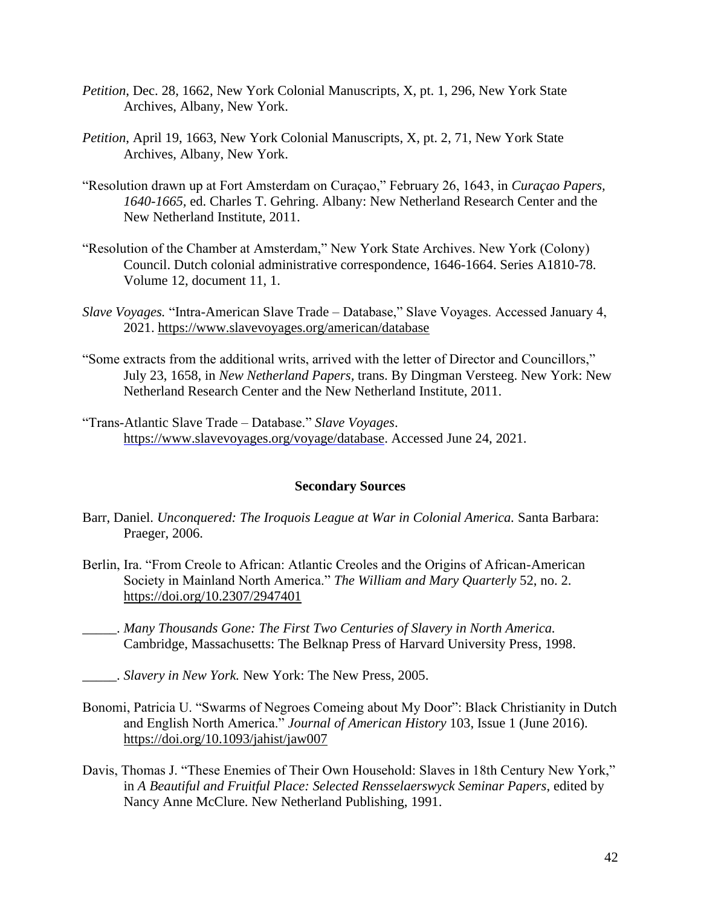*Petition*, Dec. 28, 1662, New York Colonial Manuscripts, X, pt. 1, 296, New York State Archives, Albany, New York.

*Petition*, April 19, 1663, New York Colonial Manuscripts, X, pt. 2, 71, New York State Archives, Albany, New York.

"Resolution drawn up at Fort Amsterdam on Curaçao," February 26, 1643, in *Curaçao Papers, 1640-1665,* ed. Charles T. Gehring. Albany: New Netherland Research Center and the New Netherland Institute, 2011.

"Resolution of the Chamber at Amsterdam," New York State Archives. New York (Colony) Council. Dutch colonial administrative correspondence, 1646-1664. Series A1810-78. Volume 12, document 11, 1.

*Slave Voyages.* "Intra-American Slave Trade – Database," Slave Voyages. Accessed January 4, 2021. https://www.slavevoyages.org/american/database

"Some extracts from the additional writs, arrived with the letter of Director and Councillors," July 23, 1658, in *New Netherland Papers,* trans. By Dingman Versteeg. New York: New Netherland Research Center and the New Netherland Institute, 2011.

"Trans-Atlantic Slave Trade – Database." *Slave Voyages*. https://www.slavevoyages.org/voyage/database. Accessed June 24, 2021.

## Secondary Sources

Barr, Daniel. *Unconquered: The Iroquois League at War in Colonial America.* Santa Barbara: Praeger, 2006.

Berlin, Ira. "From Creole to African: Atlantic Creoles and the Origins of African-American Society in Mainland North America." *The William and Mary Quarterly* 52, no. 2. https://doi.org/10.2307/2947401

_____. *Many Thousands Gone: The First Two Centuries of Slavery in North America.* Cambridge, Massachusetts: The Belknap Press of Harvard University Press, 1998.

_____. *Slavery in New York.* New York: The New Press, 2005.

Bonomi, Patricia U. "Swarms of Negroes Comeing about My Door": Black Christianity in Dutch and English North America." *Journal of American History* 103, Issue 1 (June 2016). https://doi.org/10.1093/jahist/jaw007

Davis, Thomas J. "These Enemies of Their Own Household: Slaves in 18th Century New York," in *A Beautiful and Fruitful Place: Selected Rensselaerswyck Seminar Papers*, edited by Nancy Anne McClure. New Netherland Publishing, 1991.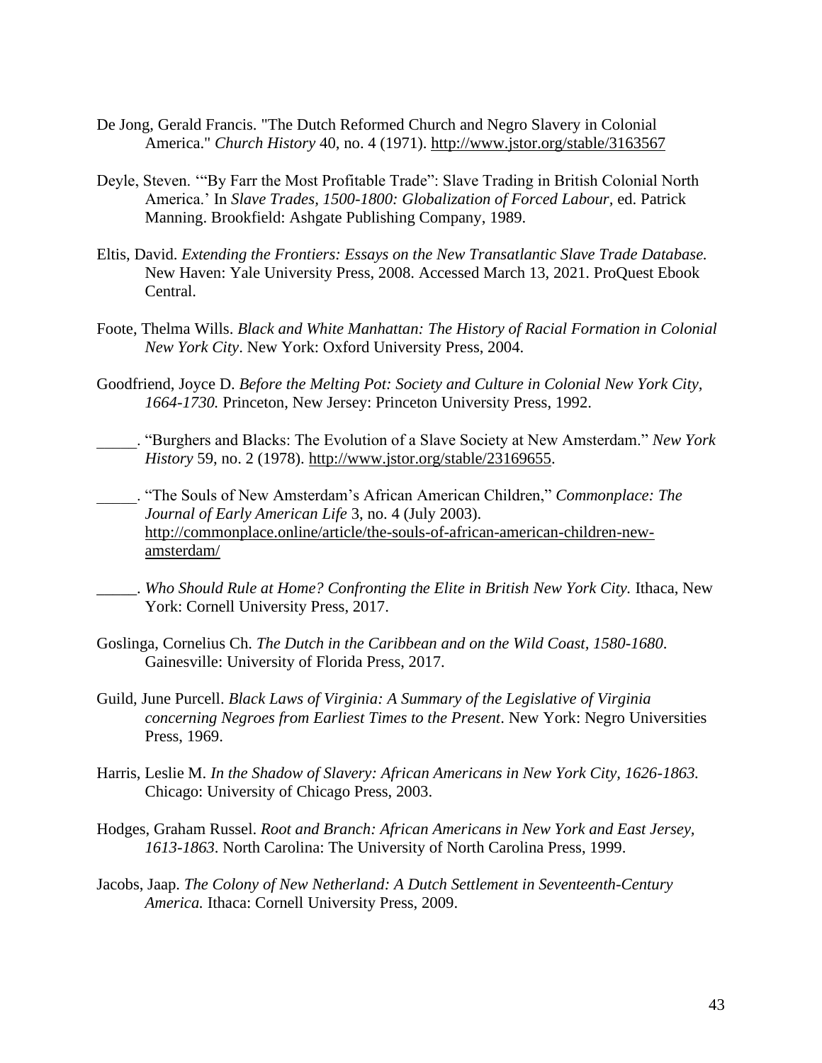De Jong, Gerald Francis. "The Dutch Reformed Church and Negro Slavery in Colonial America." *Church History* 40, no. 4 (1971). http://www.jstor.org/stable/3163567

Deyle, Steven. '"By Farr the Most Profitable Trade": Slave Trading in British Colonial North America.' In *Slave Trades, 1500-1800: Globalization of Forced Labour*, ed. Patrick Manning. Brookfield: Ashgate Publishing Company, 1989.

Eltis, David. *Extending the Frontiers: Essays on the New Transatlantic Slave Trade Database.* New Haven: Yale University Press, 2008. Accessed March 13, 2021. ProQuest Ebook Central.

Foote, Thelma Wills. *Black and White Manhattan: The History of Racial Formation in Colonial New York City*. New York: Oxford University Press, 2004.

Goodfriend, Joyce D. *Before the Melting Pot: Society and Culture in Colonial New York City, 1664-1730.* Princeton, New Jersey: Princeton University Press, 1992.

_____. "Burghers and Blacks: The Evolution of a Slave Society at New Amsterdam." *New York History* 59, no. 2 (1978). http://www.jstor.org/stable/23169655.

_____. "The Souls of New Amsterdam's African American Children," *Commonplace: The Journal of Early American Life* 3, no. 4 (July 2003). http://commonplace.online/article/the-souls-of-african-american-children-new-amsterdam/

_____. *Who Should Rule at Home? Confronting the Elite in British New York City.* Ithaca, New York: Cornell University Press, 2017.

Goslinga, Cornelius Ch. *The Dutch in the Caribbean and on the Wild Coast, 1580-1680*. Gainesville: University of Florida Press, 2017.

Guild, June Purcell. *Black Laws of Virginia: A Summary of the Legislative of Virginia concerning Negroes from Earliest Times to the Present*. New York: Negro Universities Press, 1969.

Harris, Leslie M. *In the Shadow of Slavery: African Americans in New York City, 1626-1863.* Chicago: University of Chicago Press, 2003.

Hodges, Graham Russel. *Root and Branch: African Americans in New York and East Jersey, 1613-1863*. North Carolina: The University of North Carolina Press, 1999.

Jacobs, Jaap. *The Colony of New Netherland: A Dutch Settlement in Seventeenth-Century America.* Ithaca: Cornell University Press, 2009.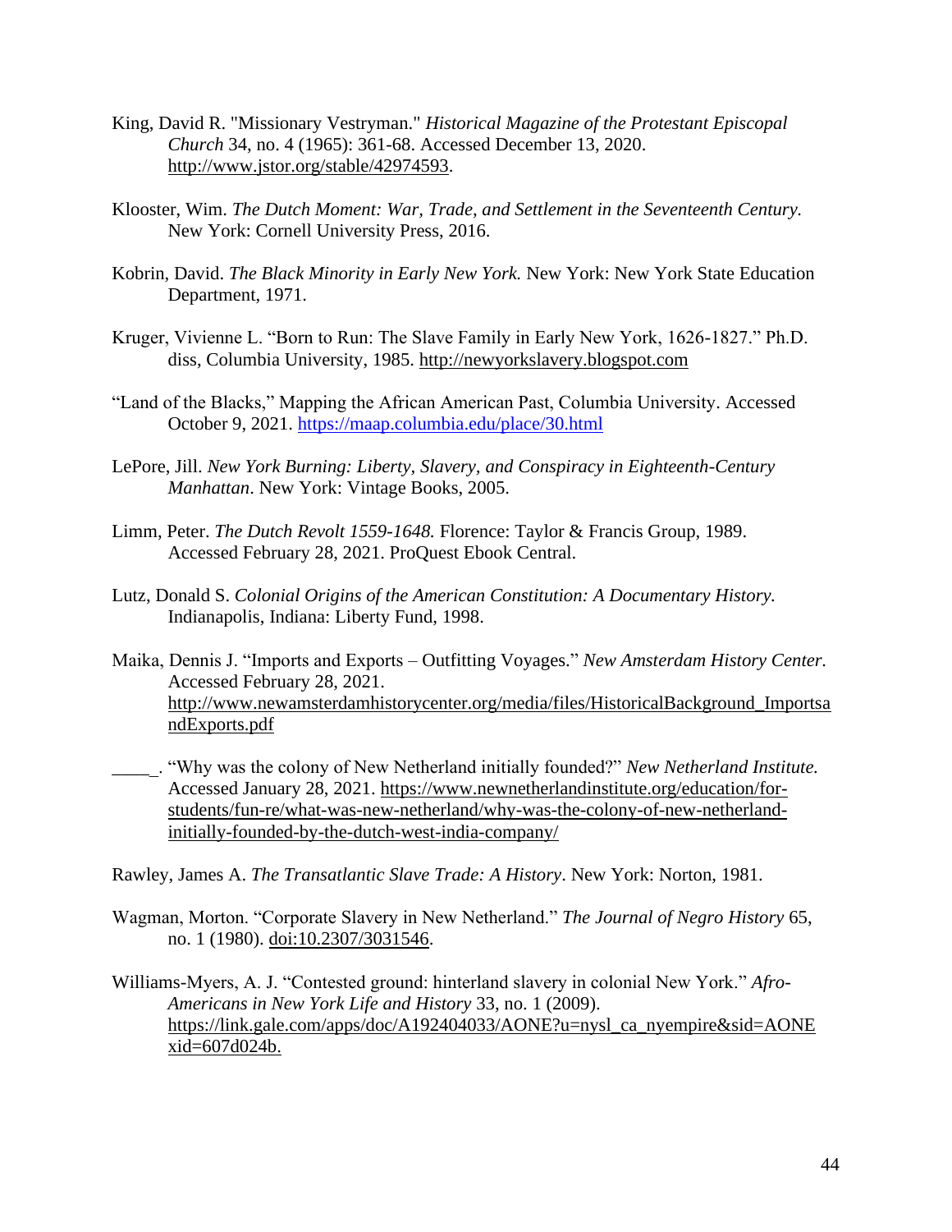King, David R. "Missionary Vestryman." *Historical Magazine of the Protestant Episcopal Church* 34, no. 4 (1965): 361-68. Accessed December 13, 2020. http://www.jstor.org/stable/42974593.

Klooster, Wim. *The Dutch Moment: War, Trade, and Settlement in the Seventeenth Century.* New York: Cornell University Press, 2016.

Kobrin, David. *The Black Minority in Early New York.* New York: New York State Education Department, 1971.

Kruger, Vivienne L. "Born to Run: The Slave Family in Early New York, 1626-1827." Ph.D. diss, Columbia University, 1985. http://newyorkslavery.blogspot.com

"Land of the Blacks," Mapping the African American Past, Columbia University. Accessed October 9, 2021. https://maap.columbia.edu/place/30.html

LePore, Jill. *New York Burning: Liberty, Slavery, and Conspiracy in Eighteenth-Century Manhattan*. New York: Vintage Books, 2005.

Limm, Peter. *The Dutch Revolt 1559-1648.* Florence: Taylor & Francis Group, 1989. Accessed February 28, 2021. ProQuest Ebook Central.

Lutz, Donald S. *Colonial Origins of the American Constitution: A Documentary History.* Indianapolis, Indiana: Liberty Fund, 1998.

Maika, Dennis J. "Imports and Exports – Outfitting Voyages." *New Amsterdam History Center.* Accessed February 28, 2021. http://www.newamsterdamhistorycenter.org/media/files/HistoricalBackground_ImportsandExports.pdf

_____. "Why was the colony of New Netherland initially founded?" *New Netherland Institute.* Accessed January 28, 2021. https://www.newnetherlandinstitute.org/education/for-students/fun-re/what-was-new-netherland/why-was-the-colony-of-new-netherland-initially-founded-by-the-dutch-west-india-company/

Rawley, James A. *The Transatlantic Slave Trade: A History*. New York: Norton, 1981.

Wagman, Morton. "Corporate Slavery in New Netherland." *The Journal of Negro History* 65, no. 1 (1980). doi:10.2307/3031546.

Williams-Myers, A. J. "Contested ground: hinterland slavery in colonial New York." *Afro-Americans in New York Life and History* 33, no. 1 (2009). https://link.gale.com/apps/doc/A192404033/AONE?u=nysl_ca_nyempire&sid=AONExid=607d024b.